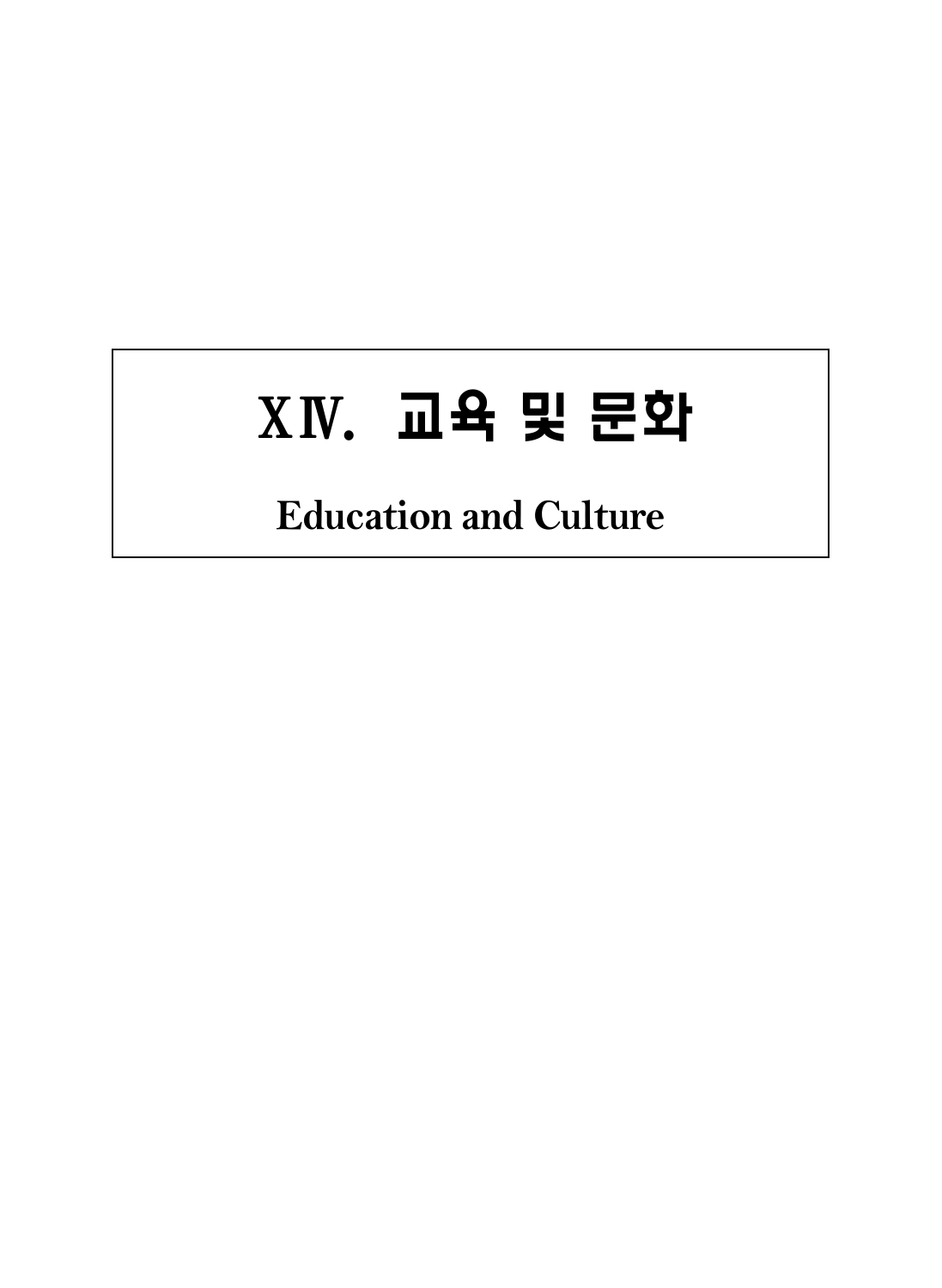# XIV. 교육 및 문화

## Education and Culture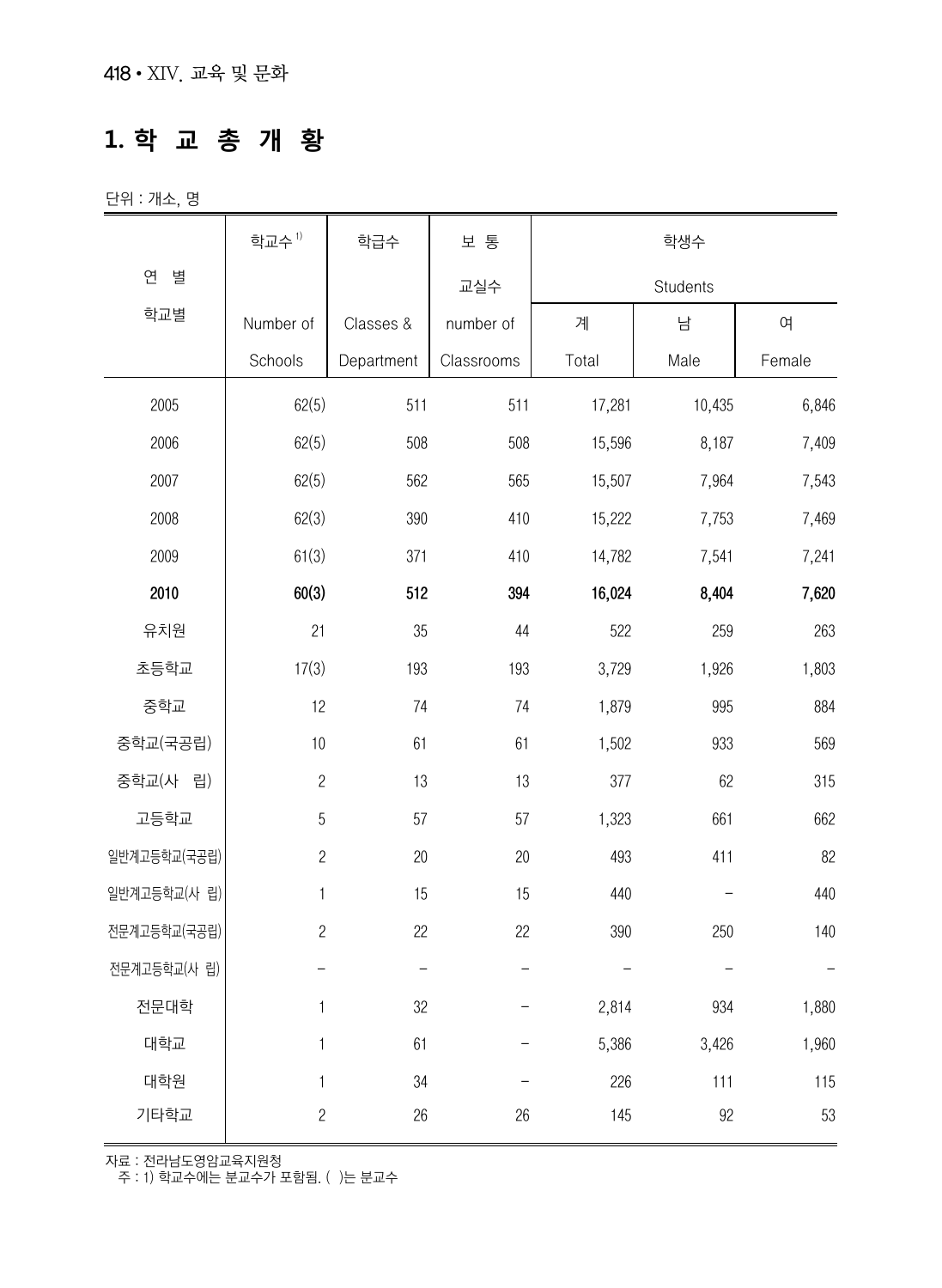## 1. 학 교 총 개 황

단위 : 개소, 명

| 연 별<br>학교별 | 학교수[1]<br>Number of Schools | 학급수<br>Classes & Department | 보 통 교실수<br>number of Classrooms | 학생수 Students | | |
|---|---|---|---|---|---|---|
| | | | | 계<br>Total | 남<br>Male | 여<br>Female |
| 2005 | 62(5) | 511 | 511 | 17,281 | 10,435 | 6,846 |
| 2006 | 62(5) | 508 | 508 | 15,596 | 8,187 | 7,409 |
| 2007 | 62(5) | 562 | 565 | 15,507 | 7,964 | 7,543 |
| 2008 | 62(3) | 390 | 410 | 15,222 | 7,753 | 7,469 |
| 2009 | 61(3) | 371 | 410 | 14,782 | 7,541 | 7,241 |
| **2010** | **60(3)** | **512** | **394** | **16,024** | **8,404** | **7,620** |
| 유치원 | 21 | 35 | 44 | 522 | 259 | 263 |
| 초등학교 | 17(3) | 193 | 193 | 3,729 | 1,926 | 1,803 |
| 중학교 | 12 | 74 | 74 | 1,879 | 995 | 884 |
| 중학교(국공립) | 10 | 61 | 61 | 1,502 | 933 | 569 |
| 중학교(사 립) | 2 | 13 | 13 | 377 | 62 | 315 |
| 고등학교 | 5 | 57 | 57 | 1,323 | 661 | 662 |
| 일반계고등학교(국공립) | 2 | 20 | 20 | 493 | 411 | 82 |
| 일반계고등학교(사 립) | 1 | 15 | 15 | 440 | – | 440 |
| 전문계고등학교(국공립) | 2 | 22 | 22 | 390 | 250 | 140 |
| 전문계고등학교(사 립) | – | – | – | – | – | – |
| 전문대학 | 1 | 32 | – | 2,814 | 934 | 1,880 |
| 대학교 | 1 | 61 | – | 5,386 | 3,426 | 1,960 |
| 대학원 | 1 | 34 | – | 226 | 111 | 115 |
| 기타학교 | 2 | 26 | 26 | 145 | 92 | 53 |

자료 : 전라남도영암교육지원청
주 : 1) 학교수에는 분교수가 포함됨. ( )는 분교수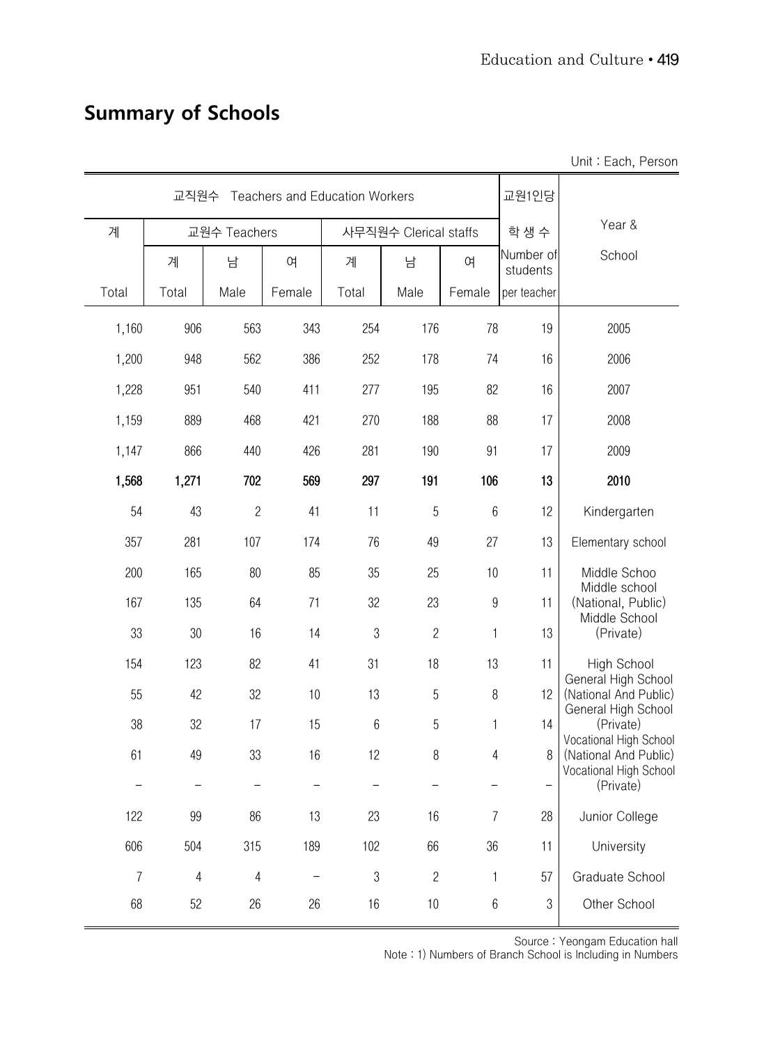## Summary of Schools

Unit : Each, Person

| 교직원수 Teachers and Education Workers | | | | | | | 교원1인당 학 생 수 Number of students per teacher | Year & School |
|---|---|---|---|---|---|---|---|---|
| 계 | 교원수 Teachers | | | 사무직원수 Clerical staffs | | | | |
| | 계 | 남 | 여 | 계 | 남 | 여 | | |
| Total | Total | Male | Female | Total | Male | Female | | |
| 1,160 | 906 | 563 | 343 | 254 | 176 | 78 | 19 | 2005 |
| 1,200 | 948 | 562 | 386 | 252 | 178 | 74 | 16 | 2006 |
| 1,228 | 951 | 540 | 411 | 277 | 195 | 82 | 16 | 2007 |
| 1,159 | 889 | 468 | 421 | 270 | 188 | 88 | 17 | 2008 |
| 1,147 | 866 | 440 | 426 | 281 | 190 | 91 | 17 | 2009 |
| **1,568** | **1,271** | **702** | **569** | **297** | **191** | **106** | **13** | **2010** |
| 54 | 43 | 2 | 41 | 11 | 5 | 6 | 12 | Kindergarten |
| 357 | 281 | 107 | 174 | 76 | 49 | 27 | 13 | Elementary school |
| 200 | 165 | 80 | 85 | 35 | 25 | 10 | 11 | Middle Schoo |
| 167 | 135 | 64 | 71 | 32 | 23 | 9 | 11 | Middle school (National, Public) |
| 33 | 30 | 16 | 14 | 3 | 2 | 1 | 13 | Middle School (Private) |
| 154 | 123 | 82 | 41 | 31 | 18 | 13 | 11 | High School |
| 55 | 42 | 32 | 10 | 13 | 5 | 8 | 12 | General High School (National And Public) |
| 38 | 32 | 17 | 15 | 6 | 5 | 1 | 14 | General High School (Private) |
| 61 | 49 | 33 | 16 | 12 | 8 | 4 | 8 | Vocational High School (National And Public) |
| – | – | – | – | – | – | – | – | Vocational High School (Private) |
| 122 | 99 | 86 | 13 | 23 | 16 | 7 | 28 | Junior College |
| 606 | 504 | 315 | 189 | 102 | 66 | 36 | 11 | University |
| 7 | 4 | 4 | – | 3 | 2 | 1 | 57 | Graduate School |
| 68 | 52 | 26 | 26 | 16 | 10 | 6 | 3 | Other School |

Source : Yeongam Education hall

Note : 1) Numbers of Branch School is Including in Numbers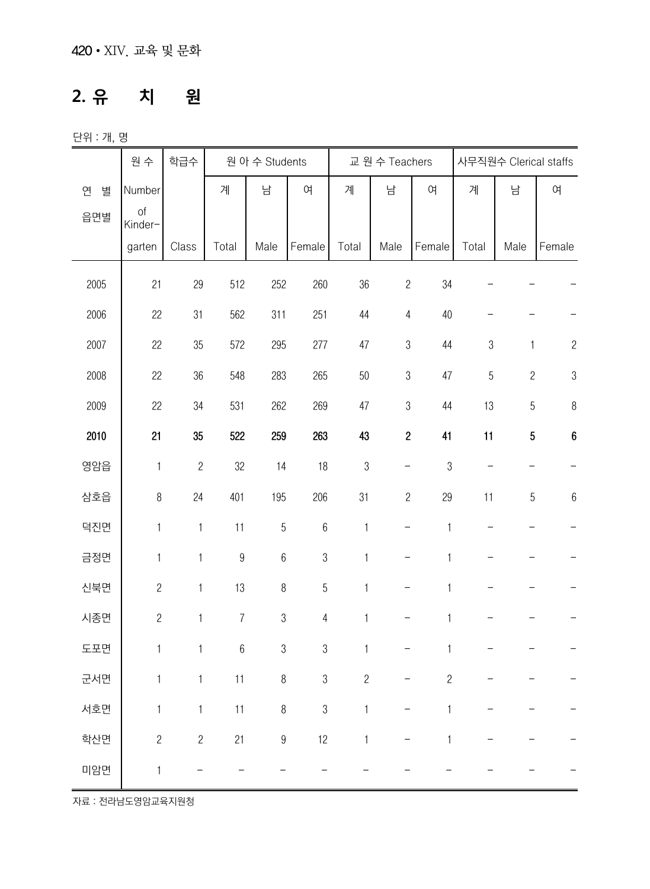## 2. 유 치 원

단위 : 개, 명

| 연 별<br>읍면별 | 원 수<br>Number of Kinder-garten | 학급수<br>Class | 원 아 수 Students | | | 교 원 수 Teachers | | | 사무직원수 Clerical staffs | | |
|---|---|---|---|---|---|---|---|---|---|---|---|
| | | | 계<br>Total | 남<br>Male | 여<br>Female | 계<br>Total | 남<br>Male | 여<br>Female | 계<br>Total | 남<br>Male | 여<br>Female |
| 2005 | 21 | 29 | 512 | 252 | 260 | 36 | 2 | 34 | – | – | – |
| 2006 | 22 | 31 | 562 | 311 | 251 | 44 | 4 | 40 | – | – | – |
| 2007 | 22 | 35 | 572 | 295 | 277 | 47 | 3 | 44 | 3 | 1 | 2 |
| 2008 | 22 | 36 | 548 | 283 | 265 | 50 | 3 | 47 | 5 | 2 | 3 |
| 2009 | 22 | 34 | 531 | 262 | 269 | 47 | 3 | 44 | 13 | 5 | 8 |
| **2010** | **21** | **35** | **522** | **259** | **263** | **43** | **2** | **41** | **11** | **5** | **6** |
| 영암읍 | 1 | 2 | 32 | 14 | 18 | 3 | – | 3 | – | – | – |
| 삼호읍 | 8 | 24 | 401 | 195 | 206 | 31 | 2 | 29 | 11 | 5 | 6 |
| 덕진면 | 1 | 1 | 11 | 5 | 6 | 1 | – | 1 | – | – | – |
| 금정면 | 1 | 1 | 9 | 6 | 3 | 1 | – | 1 | – | – | – |
| 신북면 | 2 | 1 | 13 | 8 | 5 | 1 | – | 1 | – | – | – |
| 시종면 | 2 | 1 | 7 | 3 | 4 | 1 | – | 1 | – | – | – |
| 도포면 | 1 | 1 | 6 | 3 | 3 | 1 | – | 1 | – | – | – |
| 군서면 | 1 | 1 | 11 | 8 | 3 | 2 | – | 2 | – | – | – |
| 서호면 | 1 | 1 | 11 | 8 | 3 | 1 | – | 1 | – | – | – |
| 학산면 | 2 | 2 | 21 | 9 | 12 | 1 | – | 1 | – | – | – |
| 미암면 | 1 | – | – | – | – | – | – | – | – | – | – |

자료 : 전라남도영암교육지원청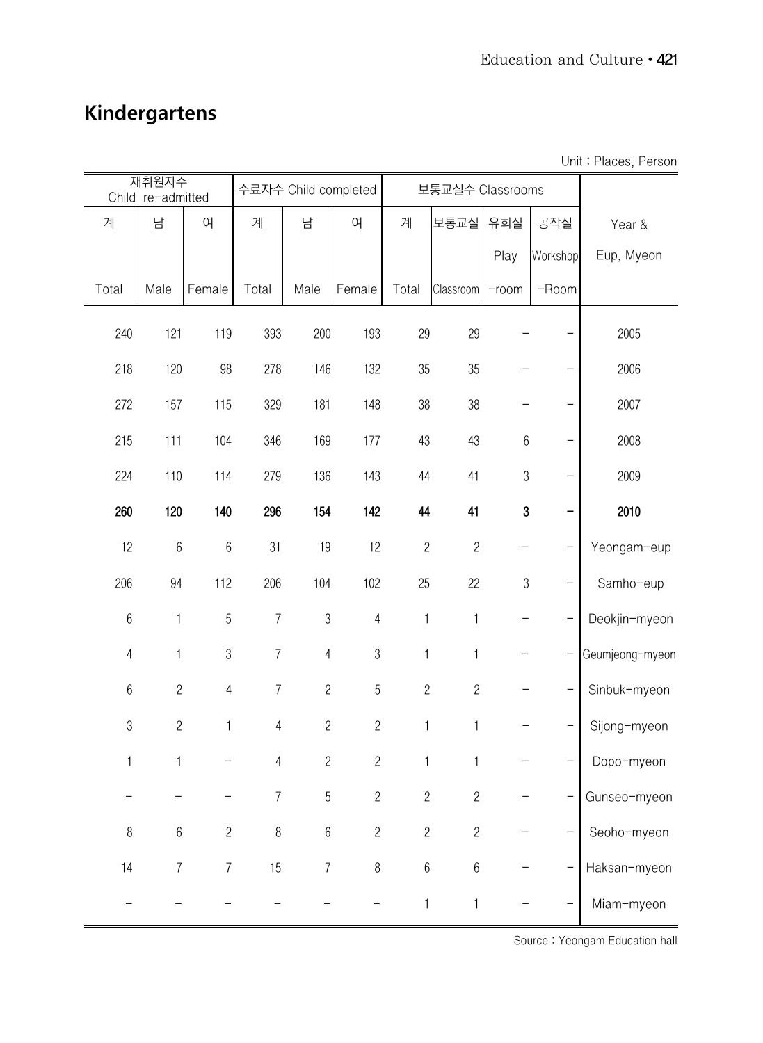## Kindergartens

Unit : Places, Person

| 재취원자수 Child re-admitted | | | 수료자수 Child completed | | | 보통교실수 Classrooms | | | | Year & Eup, Myeon |
|---|---|---|---|---|---|---|---|---|---|---|
| 계 Total | 남 Male | 여 Female | 계 Total | 남 Male | 여 Female | 계 Total | 보통교실 Classroom | 유희실 Play-room | 공작실 Workshop-Room | |
| 240 | 121 | 119 | 393 | 200 | 193 | 29 | 29 | - | - | 2005 |
| 218 | 120 | 98 | 278 | 146 | 132 | 35 | 35 | - | - | 2006 |
| 272 | 157 | 115 | 329 | 181 | 148 | 38 | 38 | - | - | 2007 |
| 215 | 111 | 104 | 346 | 169 | 177 | 43 | 43 | 6 | - | 2008 |
| 224 | 110 | 114 | 279 | 136 | 143 | 44 | 41 | 3 | - | 2009 |
| **260** | **120** | **140** | **296** | **154** | **142** | **44** | **41** | **3** | **-** | **2010** |
| 12 | 6 | 6 | 31 | 19 | 12 | 2 | 2 | - | - | Yeongam-eup |
| 206 | 94 | 112 | 206 | 104 | 102 | 25 | 22 | 3 | - | Samho-eup |
| 6 | 1 | 5 | 7 | 3 | 4 | 1 | 1 | - | - | Deokjin-myeon |
| 4 | 1 | 3 | 7 | 4 | 3 | 1 | 1 | - | - | Geumjeong-myeon |
| 6 | 2 | 4 | 7 | 2 | 5 | 2 | 2 | - | - | Sinbuk-myeon |
| 3 | 2 | 1 | 4 | 2 | 2 | 1 | 1 | - | - | Sijong-myeon |
| 1 | 1 | - | 4 | 2 | 2 | 1 | 1 | - | - | Dopo-myeon |
| - | - | - | 7 | 5 | 2 | 2 | 2 | - | - | Gunseo-myeon |
| 8 | 6 | 2 | 8 | 6 | 2 | 2 | 2 | - | - | Seoho-myeon |
| 14 | 7 | 7 | 15 | 7 | 8 | 6 | 6 | - | - | Haksan-myeon |
| - | - | - | - | - | - | 1 | 1 | - | - | Miam-myeon |

Source : Yeongam Education hall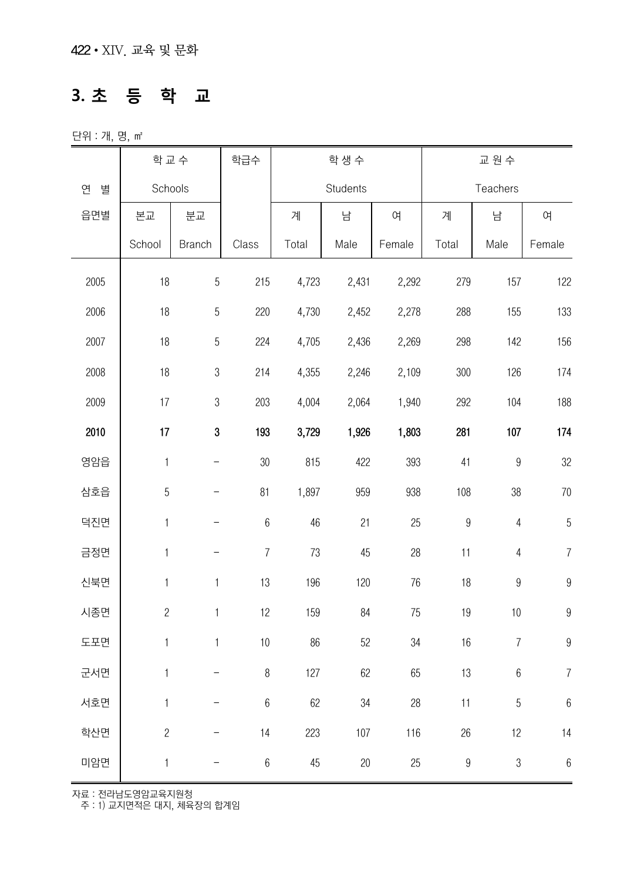## 3. 초 등 학 교

단위 : 개, 명, ㎡

| 연 별<br>읍면별 | 학교수<br>Schools | | 학급수<br>Class | 학생수<br>Students | | | 교원수<br>Teachers | | |
|---|---|---|---|---|---|---|---|---|---|
| | 본교<br>School | 분교<br>Branch | | 계<br>Total | 남<br>Male | 여<br>Female | 계<br>Total | 남<br>Male | 여<br>Female |
| 2005 | 18 | 5 | 215 | 4,723 | 2,431 | 2,292 | 279 | 157 | 122 |
| 2006 | 18 | 5 | 220 | 4,730 | 2,452 | 2,278 | 288 | 155 | 133 |
| 2007 | 18 | 5 | 224 | 4,705 | 2,436 | 2,269 | 298 | 142 | 156 |
| 2008 | 18 | 3 | 214 | 4,355 | 2,246 | 2,109 | 300 | 126 | 174 |
| 2009 | 17 | 3 | 203 | 4,004 | 2,064 | 1,940 | 292 | 104 | 188 |
| **2010** | **17** | **3** | **193** | **3,729** | **1,926** | **1,803** | **281** | **107** | **174** |
| 영암읍 | 1 | - | 30 | 815 | 422 | 393 | 41 | 9 | 32 |
| 삼호읍 | 5 | - | 81 | 1,897 | 959 | 938 | 108 | 38 | 70 |
| 덕진면 | 1 | - | 6 | 46 | 21 | 25 | 9 | 4 | 5 |
| 금정면 | 1 | - | 7 | 73 | 45 | 28 | 11 | 4 | 7 |
| 신북면 | 1 | 1 | 13 | 196 | 120 | 76 | 18 | 9 | 9 |
| 시종면 | 2 | 1 | 12 | 159 | 84 | 75 | 19 | 10 | 9 |
| 도포면 | 1 | 1 | 10 | 86 | 52 | 34 | 16 | 7 | 9 |
| 군서면 | 1 | - | 8 | 127 | 62 | 65 | 13 | 6 | 7 |
| 서호면 | 1 | - | 6 | 62 | 34 | 28 | 11 | 5 | 6 |
| 학산면 | 2 | - | 14 | 223 | 107 | 116 | 26 | 12 | 14 |
| 미암면 | 1 | - | 6 | 45 | 20 | 25 | 9 | 3 | 6 |

자료 : 전라남도영암교육지원청
주 : 1) 교지면적은 대지, 체육장의 합계임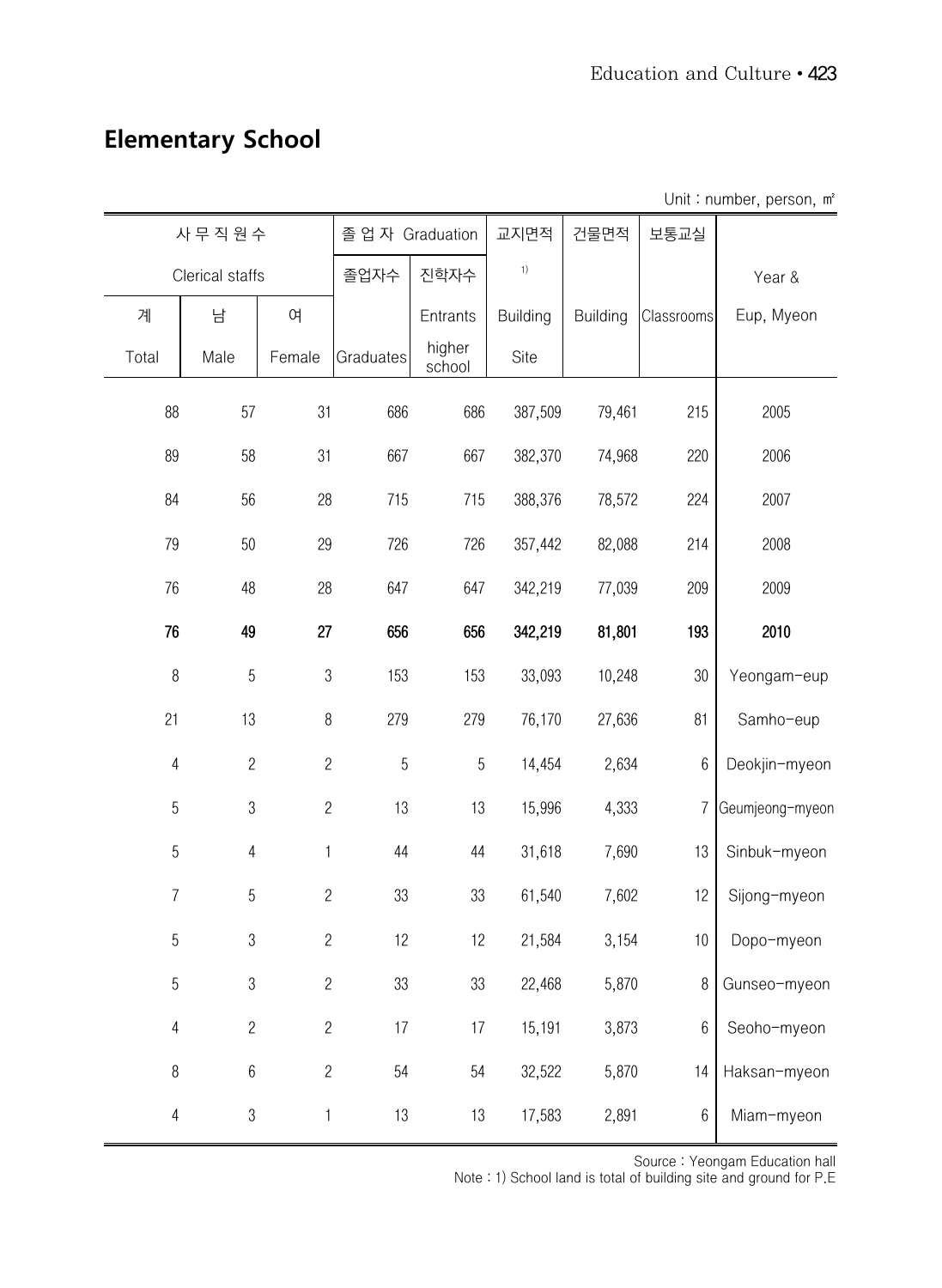## Elementary School

Unit : number, person, ㎡

| 사 무 직 원 수 | | | 졸 업 자 Graduation | | 교지면적 | 건물면적 | 보통교실 | |
|---|---|---|---|---|---|---|---|---|
| Clerical staffs | | | 졸업자수 | 진학자수 | 1) | | | Year & |
| 계 | 남 | 여 | | Entrants | Building | Building | Classrooms | Eup, Myeon |
| Total | Male | Female | Graduates | higher school | Site | | | |
| 88 | 57 | 31 | 686 | 686 | 387,509 | 79,461 | 215 | 2005 |
| 89 | 58 | 31 | 667 | 667 | 382,370 | 74,968 | 220 | 2006 |
| 84 | 56 | 28 | 715 | 715 | 388,376 | 78,572 | 224 | 2007 |
| 79 | 50 | 29 | 726 | 726 | 357,442 | 82,088 | 214 | 2008 |
| 76 | 48 | 28 | 647 | 647 | 342,219 | 77,039 | 209 | 2009 |
| **76** | **49** | **27** | **656** | **656** | **342,219** | **81,801** | **193** | **2010** |
| 8 | 5 | 3 | 153 | 153 | 33,093 | 10,248 | 30 | Yeongam-eup |
| 21 | 13 | 8 | 279 | 279 | 76,170 | 27,636 | 81 | Samho-eup |
| 4 | 2 | 2 | 5 | 5 | 14,454 | 2,634 | 6 | Deokjin-myeon |
| 5 | 3 | 2 | 13 | 13 | 15,996 | 4,333 | 7 | Geumjeong-myeon |
| 5 | 4 | 1 | 44 | 44 | 31,618 | 7,690 | 13 | Sinbuk-myeon |
| 7 | 5 | 2 | 33 | 33 | 61,540 | 7,602 | 12 | Sijong-myeon |
| 5 | 3 | 2 | 12 | 12 | 21,584 | 3,154 | 10 | Dopo-myeon |
| 5 | 3 | 2 | 33 | 33 | 22,468 | 5,870 | 8 | Gunseo-myeon |
| 4 | 2 | 2 | 17 | 17 | 15,191 | 3,873 | 6 | Seoho-myeon |
| 8 | 6 | 2 | 54 | 54 | 32,522 | 5,870 | 14 | Haksan-myeon |
| 4 | 3 | 1 | 13 | 13 | 17,583 | 2,891 | 6 | Miam-myeon |

Source : Yeongam Education hall

Note : 1) School land is total of building site and ground for P.E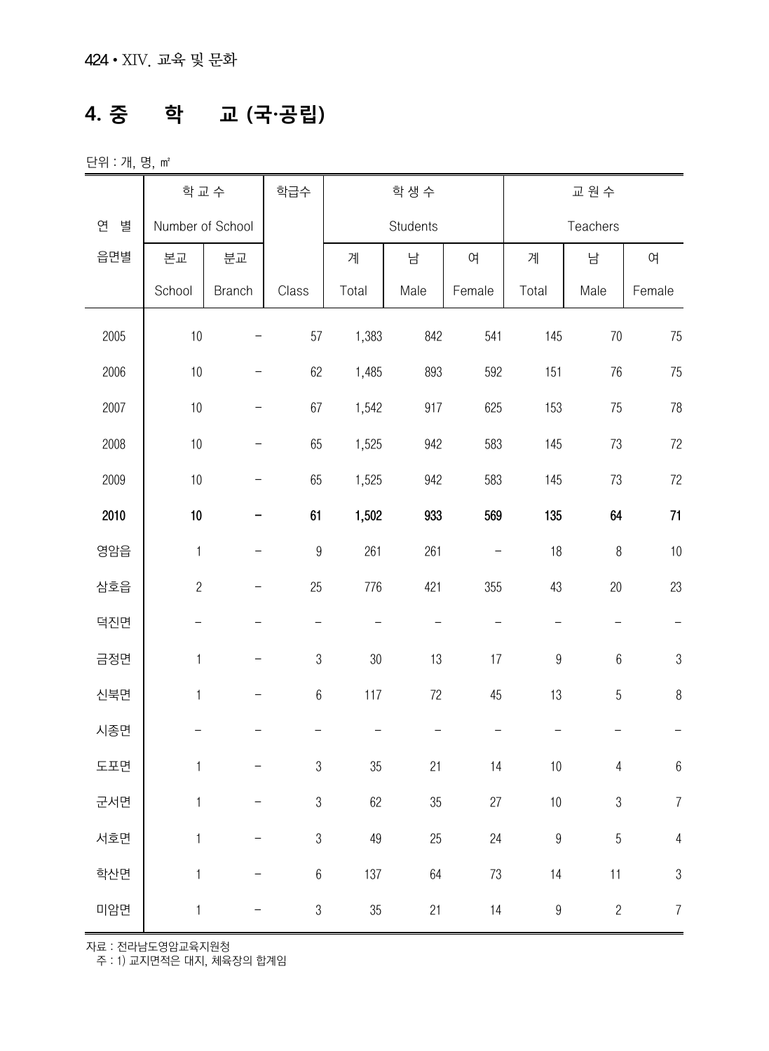## 4. 중　학　교 (국·공립)

단위 : 개, 명, ㎡

| 연 별 | 학 교 수 | | 학급수 | 학 생 수 | | | 교 원 수 | | |
|---|---|---|---|---|---|---|---|---|---|
| | Number of School | | | Students | | | Teachers | | |
| 읍면별 | 본교 | 분교 | | 계 | 남 | 여 | 계 | 남 | 여 |
| | School | Branch | Class | Total | Male | Female | Total | Male | Female |
| 2005 | 10 | – | 57 | 1,383 | 842 | 541 | 145 | 70 | 75 |
| 2006 | 10 | – | 62 | 1,485 | 893 | 592 | 151 | 76 | 75 |
| 2007 | 10 | – | 67 | 1,542 | 917 | 625 | 153 | 75 | 78 |
| 2008 | 10 | – | 65 | 1,525 | 942 | 583 | 145 | 73 | 72 |
| 2009 | 10 | – | 65 | 1,525 | 942 | 583 | 145 | 73 | 72 |
| **2010** | **10** | **–** | **61** | **1,502** | **933** | **569** | **135** | **64** | **71** |
| 영암읍 | 1 | – | 9 | 261 | 261 | – | 18 | 8 | 10 |
| 삼호읍 | 2 | – | 25 | 776 | 421 | 355 | 43 | 20 | 23 |
| 덕진면 | – | – | – | – | – | – | – | – | – |
| 금정면 | 1 | – | 3 | 30 | 13 | 17 | 9 | 6 | 3 |
| 신북면 | 1 | – | 6 | 117 | 72 | 45 | 13 | 5 | 8 |
| 시종면 | – | – | – | – | – | – | – | – | – |
| 도포면 | 1 | – | 3 | 35 | 21 | 14 | 10 | 4 | 6 |
| 군서면 | 1 | – | 3 | 62 | 35 | 27 | 10 | 3 | 7 |
| 서호면 | 1 | – | 3 | 49 | 25 | 24 | 9 | 5 | 4 |
| 학산면 | 1 | – | 6 | 137 | 64 | 73 | 14 | 11 | 3 |
| 미암면 | 1 | – | 3 | 35 | 21 | 14 | 9 | 2 | 7 |

자료 : 전라남도영암교육지원청
주 : 1) 교지면적은 대지, 체육장의 합계임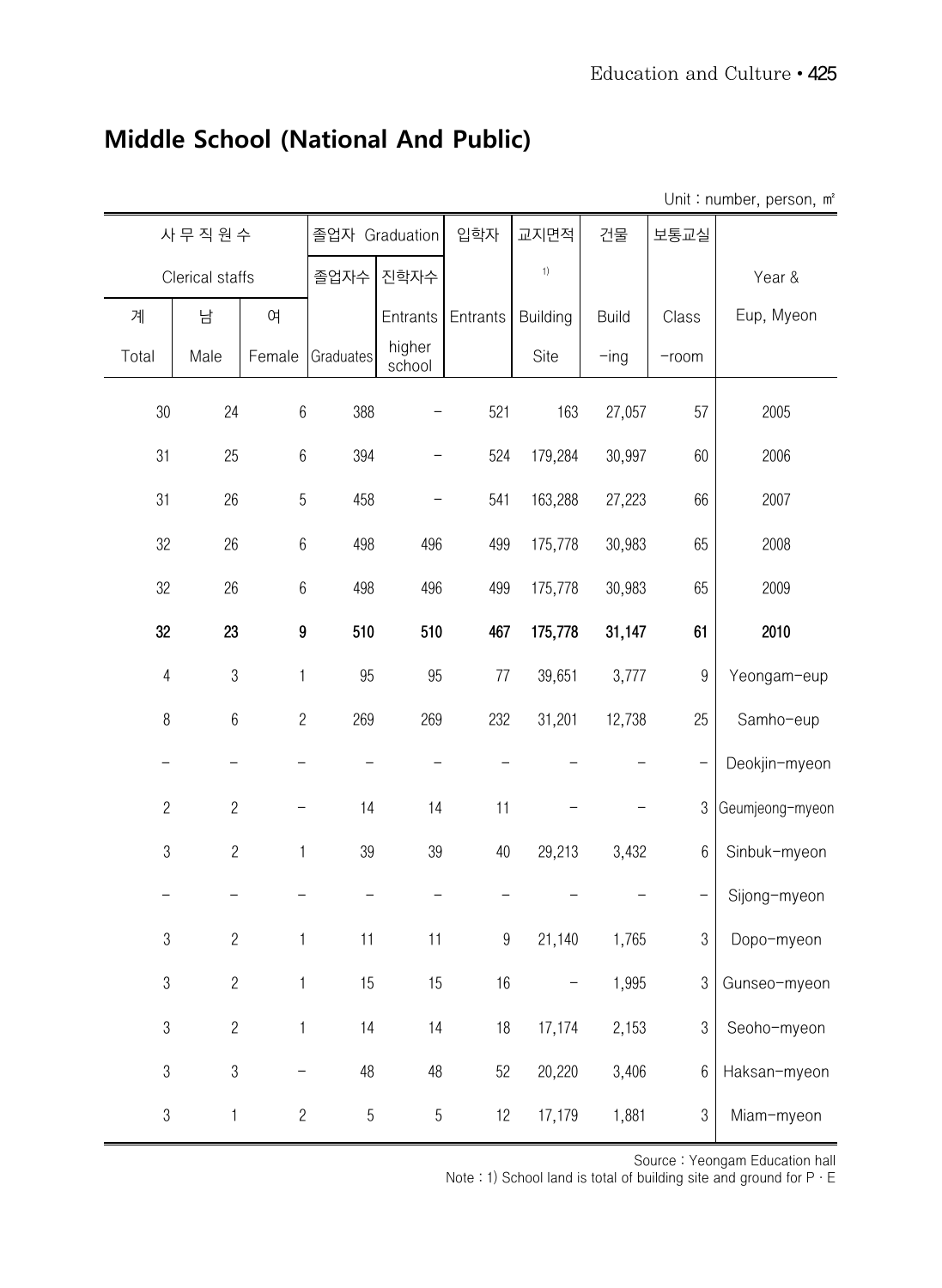## Middle School (National And Public)

Unit : number, person, ㎡

| 사 무 직 원 수 Clerical staffs | | | 졸업자 Graduation | | 입학자 | 교지면적 [1] | 건물 | 보통교실 | Year & Eup, Myeon |
|---|---|---|---|---|---|---|---|---|---|
| 계 Total | 남 Male | 여 Female | 졸업자수 Graduates | 진학자수 Entrants higher school | Entrants | Building Site | Build -ing | Class -room | |
| 30 | 24 | 6 | 388 | - | 521 | 163 | 27,057 | 57 | 2005 |
| 31 | 25 | 6 | 394 | - | 524 | 179,284 | 30,997 | 60 | 2006 |
| 31 | 26 | 5 | 458 | - | 541 | 163,288 | 27,223 | 66 | 2007 |
| 32 | 26 | 6 | 498 | 496 | 499 | 175,778 | 30,983 | 65 | 2008 |
| 32 | 26 | 6 | 498 | 496 | 499 | 175,778 | 30,983 | 65 | 2009 |
| **32** | **23** | **9** | **510** | **510** | **467** | **175,778** | **31,147** | **61** | **2010** |
| 4 | 3 | 1 | 95 | 95 | 77 | 39,651 | 3,777 | 9 | Yeongam-eup |
| 8 | 6 | 2 | 269 | 269 | 232 | 31,201 | 12,738 | 25 | Samho-eup |
| - | - | - | - | - | - | - | - | - | Deokjin-myeon |
| 2 | 2 | - | 14 | 14 | 11 | - | - | 3 | Geumjeong-myeon |
| 3 | 2 | 1 | 39 | 39 | 40 | 29,213 | 3,432 | 6 | Sinbuk-myeon |
| - | - | - | - | - | - | - | - | - | Sijong-myeon |
| 3 | 2 | 1 | 11 | 11 | 9 | 21,140 | 1,765 | 3 | Dopo-myeon |
| 3 | 2 | 1 | 15 | 15 | 16 | - | 1,995 | 3 | Gunseo-myeon |
| 3 | 2 | 1 | 14 | 14 | 18 | 17,174 | 2,153 | 3 | Seoho-myeon |
| 3 | 3 | - | 48 | 48 | 52 | 20,220 | 3,406 | 6 | Haksan-myeon |
| 3 | 1 | 2 | 5 | 5 | 12 | 17,179 | 1,881 | 3 | Miam-myeon |

Source : Yeongam Education hall

Note : 1) School land is total of building site and ground for P · E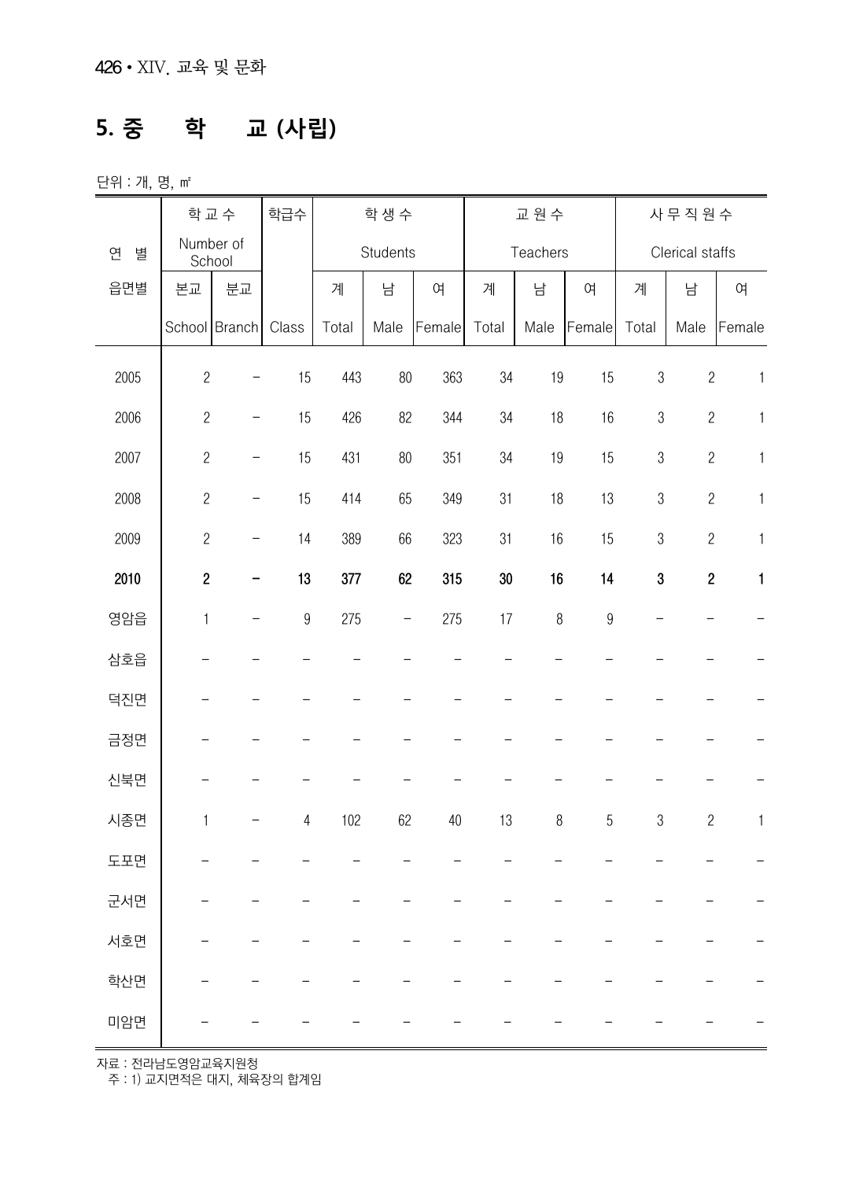## 5. 중 학 교 (사립)

단위 : 개, 명, ㎡

| 연 별 | 학교수 Number of School | | 학급수 | 학생수 Students | | | 교원수 Teachers | | | 사무직원수 Clerical staffs | | |
|---|---|---|---|---|---|---|---|---|---|---|---|---|
| 읍면별 | 본교 School | 분교 Branch | Class | 계 Total | 남 Male | 여 Female | 계 Total | 남 Male | 여 Female | 계 Total | 남 Male | 여 Female |
| 2005 | 2 | – | 15 | 443 | 80 | 363 | 34 | 19 | 15 | 3 | 2 | 1 |
| 2006 | 2 | – | 15 | 426 | 82 | 344 | 34 | 18 | 16 | 3 | 2 | 1 |
| 2007 | 2 | – | 15 | 431 | 80 | 351 | 34 | 19 | 15 | 3 | 2 | 1 |
| 2008 | 2 | – | 15 | 414 | 65 | 349 | 31 | 18 | 13 | 3 | 2 | 1 |
| 2009 | 2 | – | 14 | 389 | 66 | 323 | 31 | 16 | 15 | 3 | 2 | 1 |
| **2010** | **2** | **–** | **13** | **377** | **62** | **315** | **30** | **16** | **14** | **3** | **2** | **1** |
| 영암읍 | 1 | – | 9 | 275 | – | 275 | 17 | 8 | 9 | – | – | – |
| 삼호읍 | – | – | – | – | – | – | – | – | – | – | – | – |
| 덕진면 | – | – | – | – | – | – | – | – | – | – | – | – |
| 금정면 | – | – | – | – | – | – | – | – | – | – | – | – |
| 신북면 | – | – | – | – | – | – | – | – | – | – | – | – |
| 시종면 | 1 | – | 4 | 102 | 62 | 40 | 13 | 8 | 5 | 3 | 2 | 1 |
| 도포면 | – | – | – | – | – | – | – | – | – | – | – | – |
| 군서면 | – | – | – | – | – | – | – | – | – | – | – | – |
| 서호면 | – | – | – | – | – | – | – | – | – | – | – | – |
| 학산면 | – | – | – | – | – | – | – | – | – | – | – | – |
| 미암면 | – | – | – | – | – | – | – | – | – | – | – | – |

자료 : 전라남도영암교육지원청

주 : 1) 교지면적은 대지, 체육장의 합계임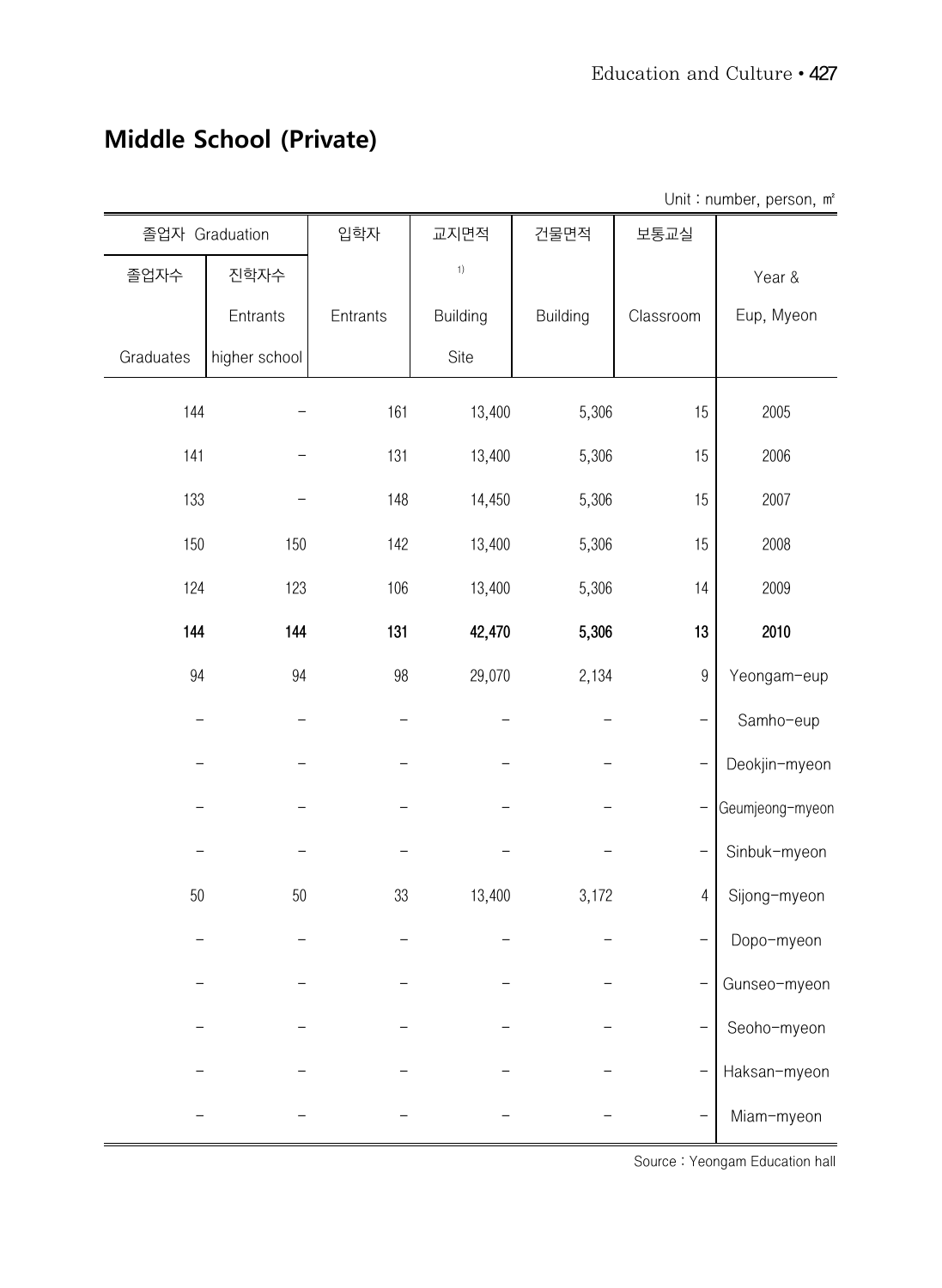## Middle School (Private)

Unit : number, person, ㎡

| 졸업자 Graduation | | 입학자 | 교지면적 | 건물면적 | 보통교실 | |
|---|---|---|---|---|---|---|
| 졸업자수 | 진학자수 | | [1] | | | Year & |
| | Entrants | Entrants | Building | Building | Classroom | Eup, Myeon |
| Graduates | higher school | | Site | | | |
| 144 | - | 161 | 13,400 | 5,306 | 15 | 2005 |
| 141 | - | 131 | 13,400 | 5,306 | 15 | 2006 |
| 133 | - | 148 | 14,450 | 5,306 | 15 | 2007 |
| 150 | 150 | 142 | 13,400 | 5,306 | 15 | 2008 |
| 124 | 123 | 106 | 13,400 | 5,306 | 14 | 2009 |
| **144** | **144** | **131** | **42,470** | **5,306** | **13** | **2010** |
| 94 | 94 | 98 | 29,070 | 2,134 | 9 | Yeongam-eup |
| - | - | - | - | - | - | Samho-eup |
| - | - | - | - | - | - | Deokjin-myeon |
| - | - | - | - | - | - | Geumjeong-myeon |
| - | - | - | - | - | - | Sinbuk-myeon |
| 50 | 50 | 33 | 13,400 | 3,172 | 4 | Sijong-myeon |
| - | - | - | - | - | - | Dopo-myeon |
| - | - | - | - | - | - | Gunseo-myeon |
| - | - | - | - | - | - | Seoho-myeon |
| - | - | - | - | - | - | Haksan-myeon |
| - | - | - | - | - | - | Miam-myeon |

Source : Yeongam Education hall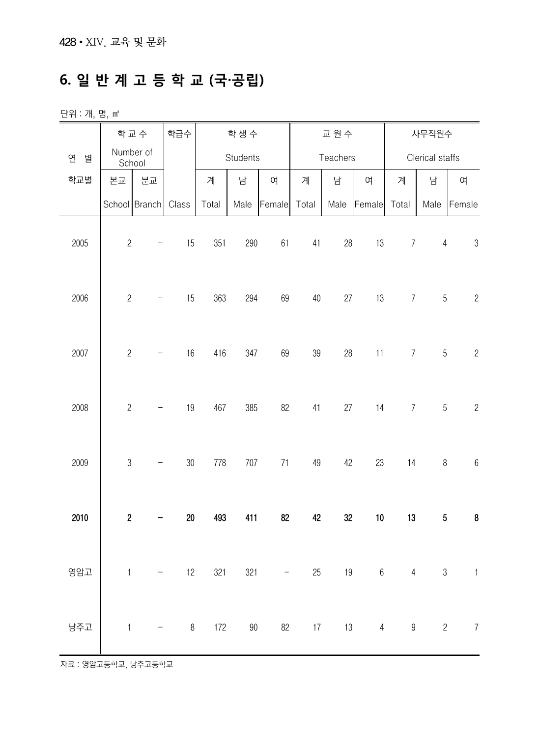## 6. 일 반 계 고 등 학 교 (국·공립)

단위 : 개, 명, ㎡

| 연 별 학교별 | 학 교 수 Number of School | | 학급수 | 학 생 수 Students | | | 교 원 수 Teachers | | | 사무직원수 Clerical staffs | | |
|---|---|---|---|---|---|---|---|---|---|---|---|---|
| | 본교 School | 분교 Branch | Class | 계 Total | 남 Male | 여 Female | 계 Total | 남 Male | 여 Female | 계 Total | 남 Male | 여 Female |
| 2005 | 2 | - | 15 | 351 | 290 | 61 | 41 | 28 | 13 | 7 | 4 | 3 |
| 2006 | 2 | - | 15 | 363 | 294 | 69 | 40 | 27 | 13 | 7 | 5 | 2 |
| 2007 | 2 | - | 16 | 416 | 347 | 69 | 39 | 28 | 11 | 7 | 5 | 2 |
| 2008 | 2 | - | 19 | 467 | 385 | 82 | 41 | 27 | 14 | 7 | 5 | 2 |
| 2009 | 3 | - | 30 | 778 | 707 | 71 | 49 | 42 | 23 | 14 | 8 | 6 |
| **2010** | **2** | **-** | **20** | **493** | **411** | **82** | **42** | **32** | **10** | **13** | **5** | **8** |
| 영암고 | 1 | - | 12 | 321 | 321 | - | 25 | 19 | 6 | 4 | 3 | 1 |
| 낭주고 | 1 | - | 8 | 172 | 90 | 82 | 17 | 13 | 4 | 9 | 2 | 7 |

자료 : 영암고등학교, 낭주고등학교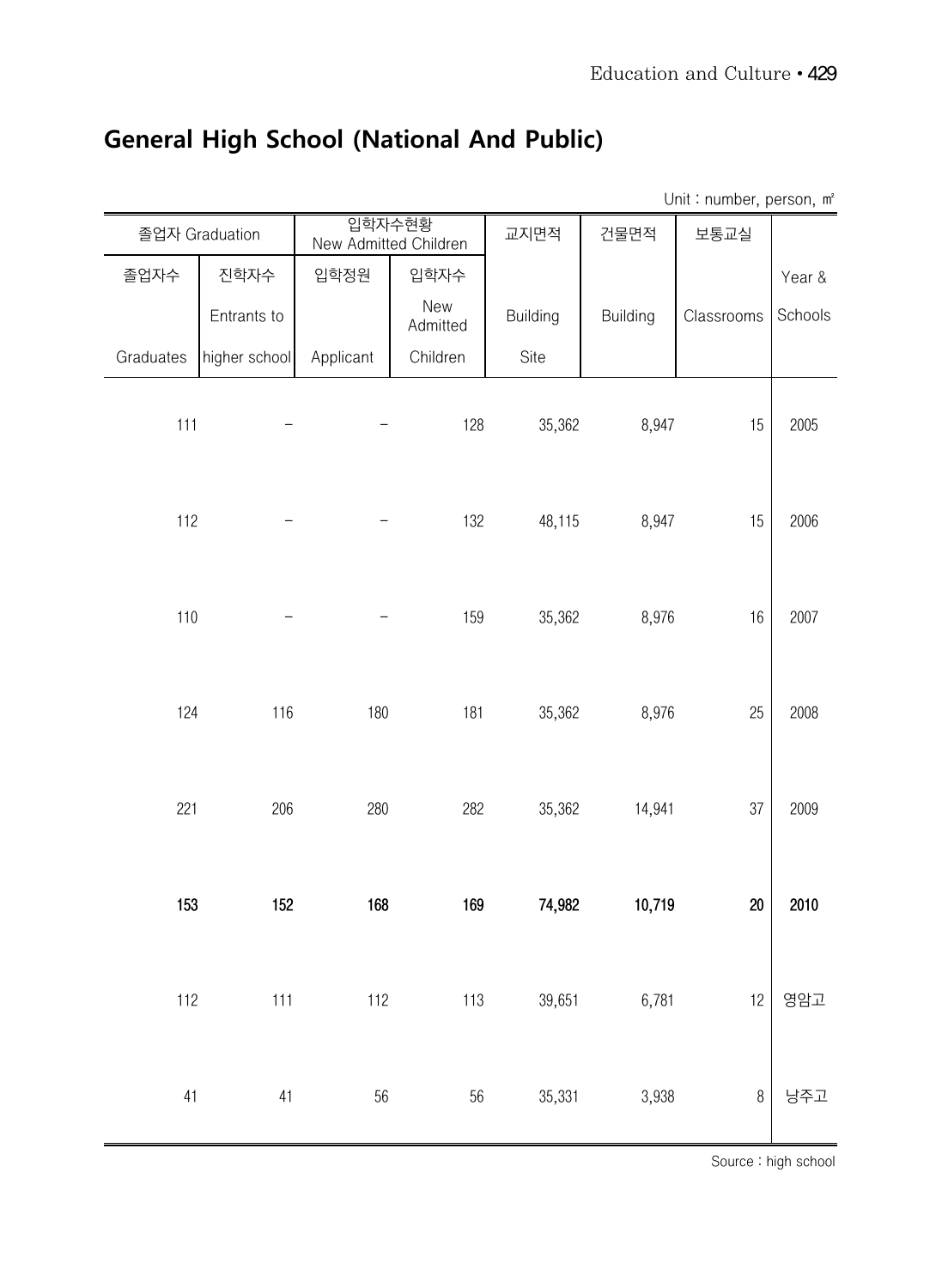## General High School (National And Public)

Unit : number, person, ㎡

| 졸업자 Graduation | | 입학자수현황 New Admitted Children | | 교지면적 | 건물면적 | 보통교실 | |
|---|---|---|---|---|---|---|---|
| 졸업자수 Graduates | 진학자수 Entrants to higher school | 입학정원 Applicant | 입학자수 New Admitted Children | Building Site | Building | Classrooms | Year & Schools |
| 111 | - | - | 128 | 35,362 | 8,947 | 15 | 2005 |
| 112 | - | - | 132 | 48,115 | 8,947 | 15 | 2006 |
| 110 | - | - | 159 | 35,362 | 8,976 | 16 | 2007 |
| 124 | 116 | 180 | 181 | 35,362 | 8,976 | 25 | 2008 |
| 221 | 206 | 280 | 282 | 35,362 | 14,941 | 37 | 2009 |
| **153** | **152** | **168** | **169** | **74,982** | **10,719** | **20** | **2010** |
| 112 | 111 | 112 | 113 | 39,651 | 6,781 | 12 | 영암고 |
| 41 | 41 | 56 | 56 | 35,331 | 3,938 | 8 | 낭주고 |

Source : high school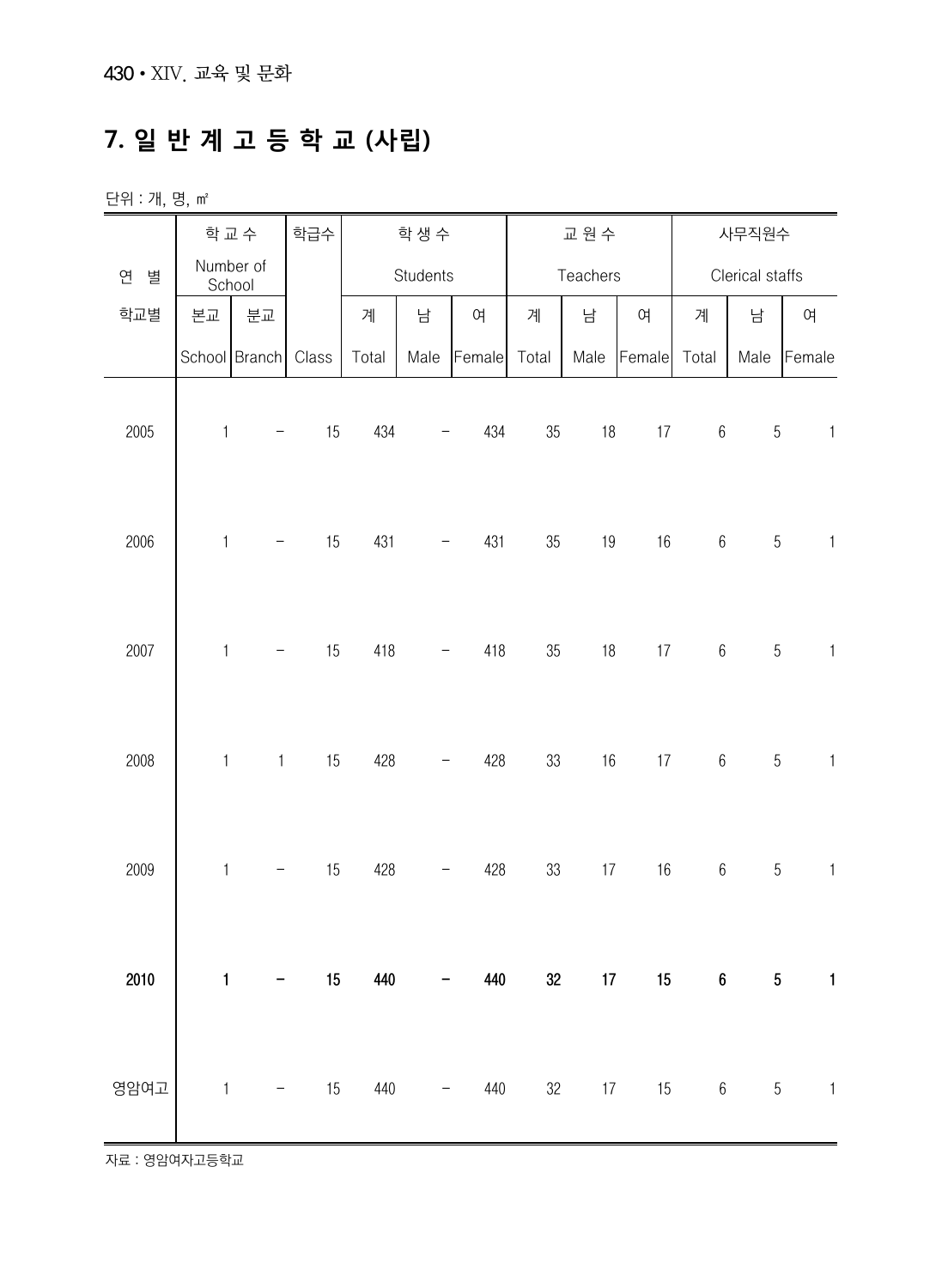## 7. 일 반 계 고 등 학 교 (사립)

단위 : 개, 명, ㎡

| 연 별 학교별 | 학 교 수 Number of School | | 학급수 | 학 생 수 Students | | | 교 원 수 Teachers | | | 사무직원수 Clerical staffs | | |
|---|---|---|---|---|---|---|---|---|---|---|---|---|
| | 본교 School | 분교 Branch | Class | 계 Total | 남 Male | 여 Female | 계 Total | 남 Male | 여 Female | 계 Total | 남 Male | 여 Female |
| 2005 | 1 | - | 15 | 434 | - | 434 | 35 | 18 | 17 | 6 | 5 | 1 |
| 2006 | 1 | - | 15 | 431 | - | 431 | 35 | 19 | 16 | 6 | 5 | 1 |
| 2007 | 1 | - | 15 | 418 | - | 418 | 35 | 18 | 17 | 6 | 5 | 1 |
| 2008 | 1 | 1 | 15 | 428 | - | 428 | 33 | 16 | 17 | 6 | 5 | 1 |
| 2009 | 1 | - | 15 | 428 | - | 428 | 33 | 17 | 16 | 6 | 5 | 1 |
| **2010** | **1** | **-** | **15** | **440** | **-** | **440** | **32** | **17** | **15** | **6** | **5** | **1** |
| 영암여고 | 1 | - | 15 | 440 | - | 440 | 32 | 17 | 15 | 6 | 5 | 1 |

자료 : 영암여자고등학교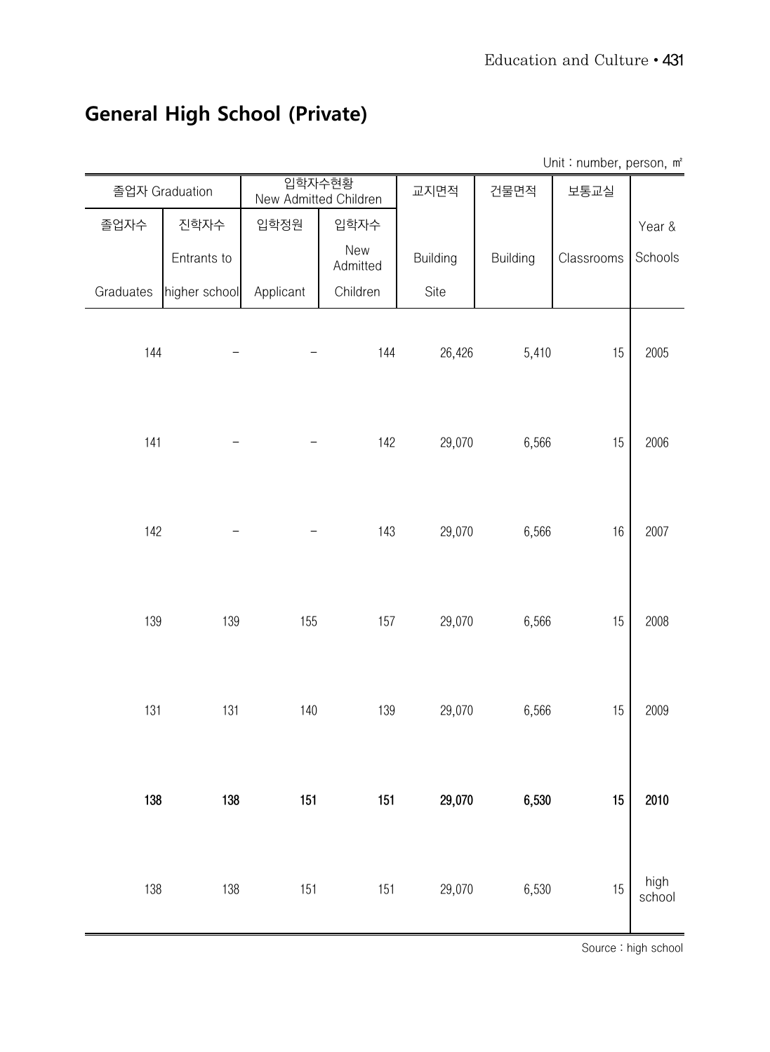## General High School (Private)

Unit : number, person, ㎡

| 졸업자 Graduation | | 입학자수현황 New Admitted Children | | 교지면적 | 건물면적 | 보통교실 | |
|---|---|---|---|---|---|---|---|
| 졸업자수 | 진학자수 | 입학정원 | 입학자수 | | | | Year & |
| | Entrants to | | New Admitted | Building | Building | Classrooms | Schools |
| Graduates | higher school | Applicant | Children | Site | | | |
| 144 | – | – | 144 | 26,426 | 5,410 | 15 | 2005 |
| 141 | – | – | 142 | 29,070 | 6,566 | 15 | 2006 |
| 142 | – | – | 143 | 29,070 | 6,566 | 16 | 2007 |
| 139 | 139 | 155 | 157 | 29,070 | 6,566 | 15 | 2008 |
| 131 | 131 | 140 | 139 | 29,070 | 6,566 | 15 | 2009 |
| **138** | **138** | **151** | **151** | **29,070** | **6,530** | **15** | **2010** |
| 138 | 138 | 151 | 151 | 29,070 | 6,530 | 15 | high school |

Source : high school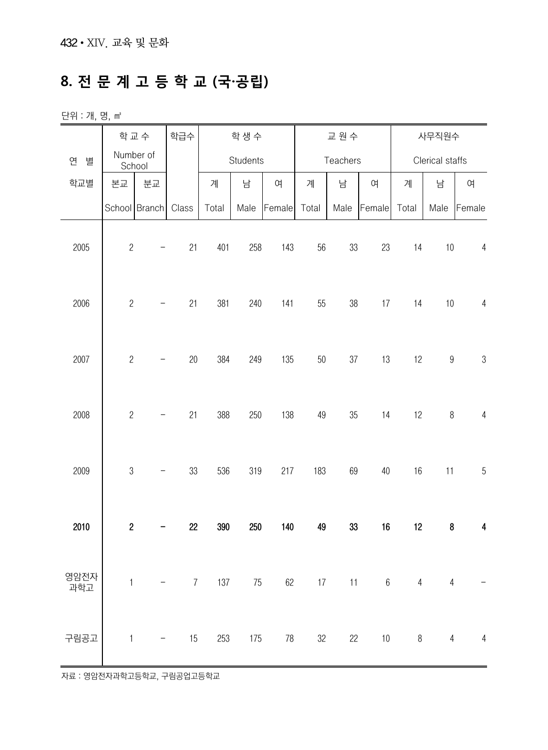## 8. 전 문 계 고 등 학 교 (국·공립)

단위 : 개, 명, ㎡

| 연 별<br>학교별 | 학 교 수<br>Number of School | | 학급수 | 학 생 수<br>Students | | | 교 원 수<br>Teachers | | | 사무직원수<br>Clerical staffs | | |
|---|---|---|---|---|---|---|---|---|---|---|---|---|
| | 본교<br>School | 분교<br>Branch | Class | 계<br>Total | 남<br>Male | 여<br>Female | 계<br>Total | 남<br>Male | 여<br>Female | 계<br>Total | 남<br>Male | 여<br>Female |
| 2005 | 2 | - | 21 | 401 | 258 | 143 | 56 | 33 | 23 | 14 | 10 | 4 |
| 2006 | 2 | - | 21 | 381 | 240 | 141 | 55 | 38 | 17 | 14 | 10 | 4 |
| 2007 | 2 | - | 20 | 384 | 249 | 135 | 50 | 37 | 13 | 12 | 9 | 3 |
| 2008 | 2 | - | 21 | 388 | 250 | 138 | 49 | 35 | 14 | 12 | 8 | 4 |
| 2009 | 3 | - | 33 | 536 | 319 | 217 | 183 | 69 | 40 | 16 | 11 | 5 |
| **2010** | **2** | **-** | **22** | **390** | **250** | **140** | **49** | **33** | **16** | **12** | **8** | **4** |
| 영암전자과학고 | 1 | - | 7 | 137 | 75 | 62 | 17 | 11 | 6 | 4 | 4 | - |
| 구림공고 | 1 | - | 15 | 253 | 175 | 78 | 32 | 22 | 10 | 8 | 4 | 4 |

자료 : 영암전자과학고등학교, 구림공업고등학교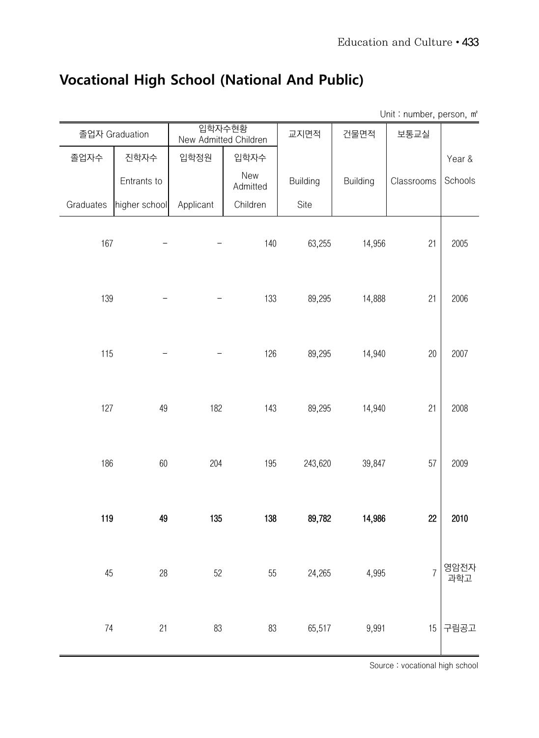## Vocational High School (National And Public)

Unit : number, person, ㎡

| 졸업자 Graduation | | 입학자수현황 New Admitted Children | | 교지면적 | 건물면적 | 보통교실 | |
|---|---|---|---|---|---|---|---|
| 졸업자수 | 진학자수 | 입학정원 | 입학자수 | | | | Year & |
| | Entrants to | | New Admitted | Building | Building | Classrooms | Schools |
| Graduates | higher school | Applicant | Children | Site | | | |
| 167 | – | – | 140 | 63,255 | 14,956 | 21 | 2005 |
| 139 | – | – | 133 | 89,295 | 14,888 | 21 | 2006 |
| 115 | – | – | 126 | 89,295 | 14,940 | 20 | 2007 |
| 127 | 49 | 182 | 143 | 89,295 | 14,940 | 21 | 2008 |
| 186 | 60 | 204 | 195 | 243,620 | 39,847 | 57 | 2009 |
| **119** | **49** | **135** | **138** | **89,782** | **14,986** | **22** | **2010** |
| 45 | 28 | 52 | 55 | 24,265 | 4,995 | 7 | 영암전자과학고 |
| 74 | 21 | 83 | 83 | 65,517 | 9,991 | 15 | 구림공고 |

Source : vocational high school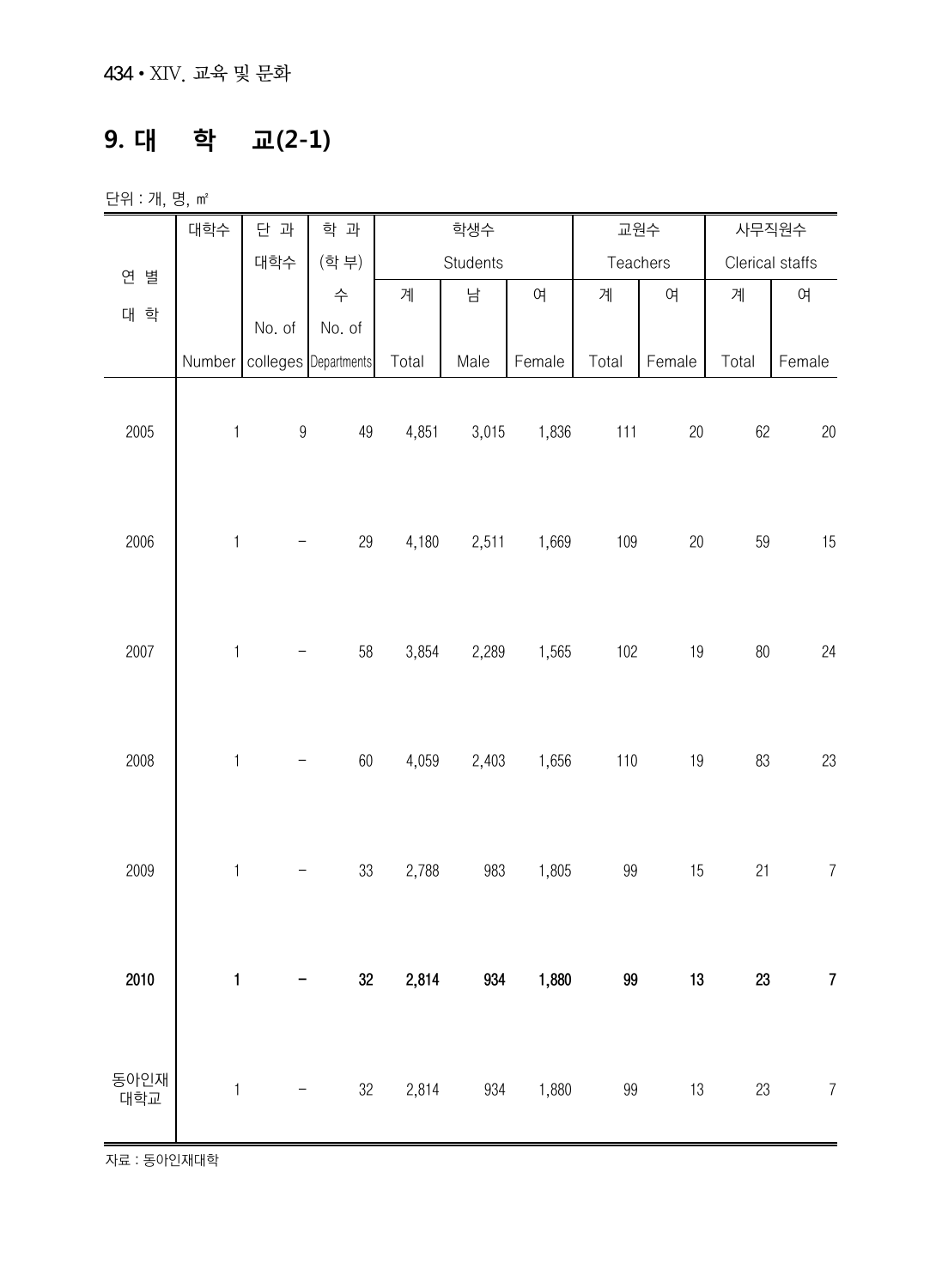## 9. 대 학 교(2-1)

단위 : 개, 명, ㎡

| 연 별<br>대 학 | 대학수<br>Number | 단 과 대학수<br>No. of colleges | 학 과 (학 부) 수<br>No. of Departments | 학생수 Students | | | 교원수 Teachers | | 사무직원수 Clerical staffs | |
|---|---|---|---|---|---|---|---|---|---|---|
| | | | | 계<br>Total | 남<br>Male | 여<br>Female | 계<br>Total | 여<br>Female | 계<br>Total | 여<br>Female |
| 2005 | 1 | 9 | 49 | 4,851 | 3,015 | 1,836 | 111 | 20 | 62 | 20 |
| 2006 | 1 | - | 29 | 4,180 | 2,511 | 1,669 | 109 | 20 | 59 | 15 |
| 2007 | 1 | - | 58 | 3,854 | 2,289 | 1,565 | 102 | 19 | 80 | 24 |
| 2008 | 1 | - | 60 | 4,059 | 2,403 | 1,656 | 110 | 19 | 83 | 23 |
| 2009 | 1 | - | 33 | 2,788 | 983 | 1,805 | 99 | 15 | 21 | 7 |
| **2010** | **1** | **-** | **32** | **2,814** | **934** | **1,880** | **99** | **13** | **23** | **7** |
| 동아인재대학교 | 1 | - | 32 | 2,814 | 934 | 1,880 | 99 | 13 | 23 | 7 |

자료 : 동아인재대학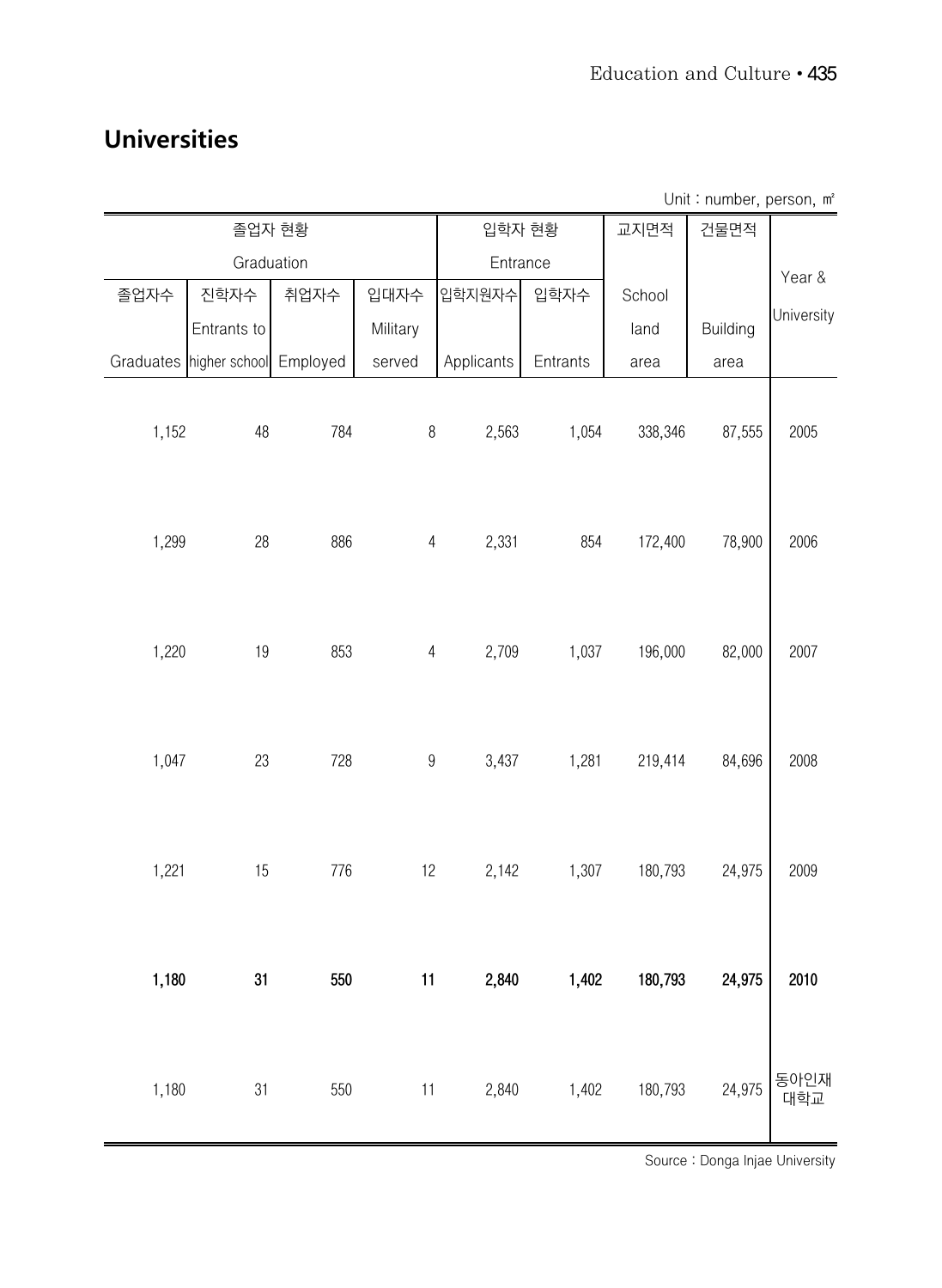## Universities

Unit : number, person, ㎡

| 졸업자 현황 Graduation | | | | 입학자 현황 Entrance | | 교지면적 | 건물면적 | Year & University |
|---|---|---|---|---|---|---|---|---|
| 졸업자수 Graduates | 진학자수 Entrants to higher school | 취업자수 Employed | 입대자수 Military served | 입학지원자수 Applicants | 입학자수 Entrants | School land area | Building area | |
| 1,152 | 48 | 784 | 8 | 2,563 | 1,054 | 338,346 | 87,555 | 2005 |
| 1,299 | 28 | 886 | 4 | 2,331 | 854 | 172,400 | 78,900 | 2006 |
| 1,220 | 19 | 853 | 4 | 2,709 | 1,037 | 196,000 | 82,000 | 2007 |
| 1,047 | 23 | 728 | 9 | 3,437 | 1,281 | 219,414 | 84,696 | 2008 |
| 1,221 | 15 | 776 | 12 | 2,142 | 1,307 | 180,793 | 24,975 | 2009 |
| **1,180** | **31** | **550** | **11** | **2,840** | **1,402** | **180,793** | **24,975** | **2010** |
| 1,180 | 31 | 550 | 11 | 2,840 | 1,402 | 180,793 | 24,975 | 동아인재대학교 |

Source : Donga Injae University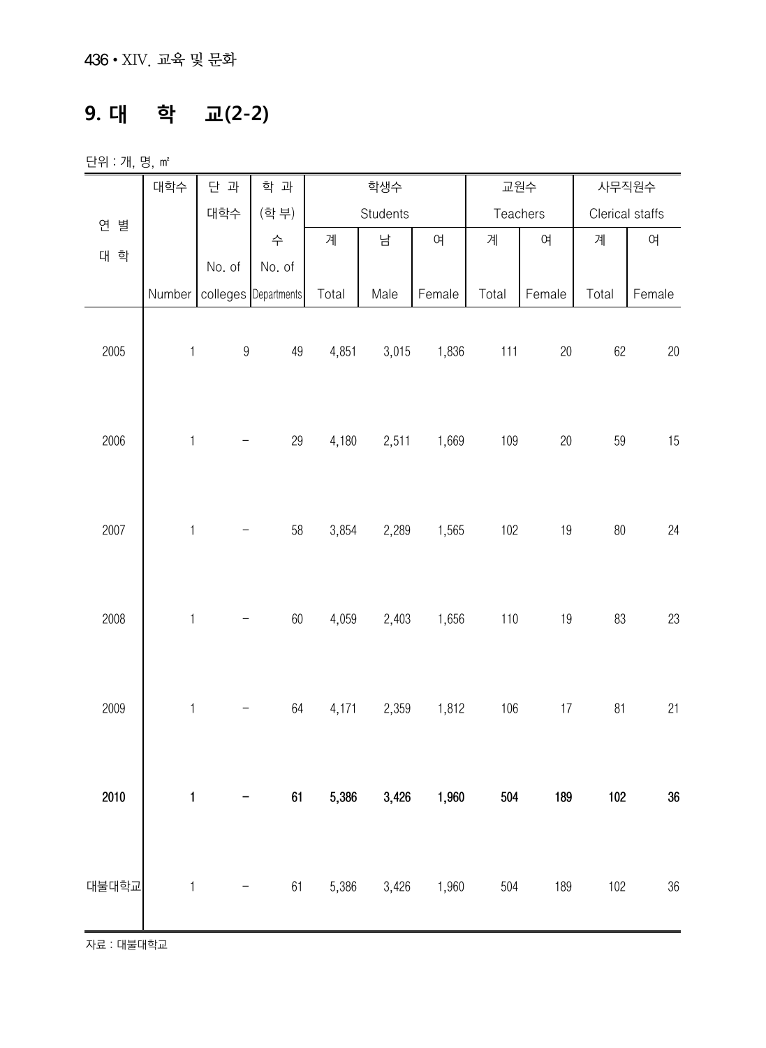## 9. 대 학 교(2-2)

단위 : 개, 명, ㎡

| 연 별<br>대 학 | 대학수<br>Number | 단 과<br>대학수<br>No. of<br>colleges | 학 과<br>(학 부)<br>수<br>No. of<br>Departments | 학생수<br>Students | | | 교원수<br>Teachers | | 사무직원수<br>Clerical staffs | |
|---|---|---|---|---|---|---|---|---|---|---|
| | | | | 계<br>Total | 남<br>Male | 여<br>Female | 계<br>Total | 여<br>Female | 계<br>Total | 여<br>Female |
| 2005 | 1 | 9 | 49 | 4,851 | 3,015 | 1,836 | 111 | 20 | 62 | 20 |
| 2006 | 1 | - | 29 | 4,180 | 2,511 | 1,669 | 109 | 20 | 59 | 15 |
| 2007 | 1 | - | 58 | 3,854 | 2,289 | 1,565 | 102 | 19 | 80 | 24 |
| 2008 | 1 | - | 60 | 4,059 | 2,403 | 1,656 | 110 | 19 | 83 | 23 |
| 2009 | 1 | - | 64 | 4,171 | 2,359 | 1,812 | 106 | 17 | 81 | 21 |
| **2010** | **1** | **-** | **61** | **5,386** | **3,426** | **1,960** | **504** | **189** | **102** | **36** |
| 대불대학교 | 1 | - | 61 | 5,386 | 3,426 | 1,960 | 504 | 189 | 102 | 36 |

자료 : 대불대학교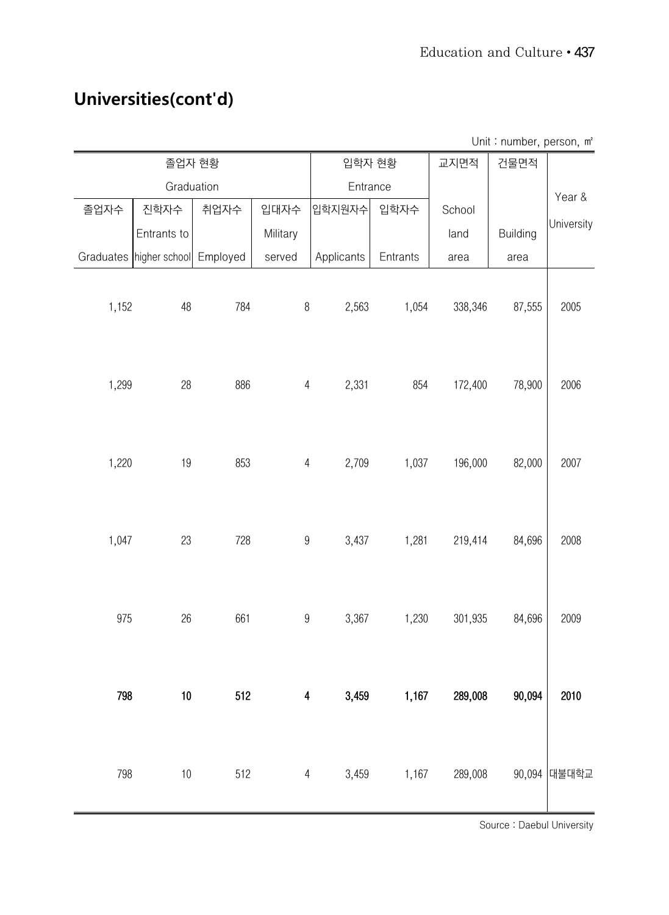## Universities(cont'd)

Unit : number, person, ㎡

| 졸업자 현황 Graduation | | | | 입학자 현황 Entrance | | 교지면적 | 건물면적 | Year & University |
|---|---|---|---|---|---|---|---|---|
| 졸업자수 Graduates | 진학자수 Entrants to higher school | 취업자수 Employed | 입대자수 Military served | 입학지원자수 Applicants | 입학자수 Entrants | School land area | Building area | |
| 1,152 | 48 | 784 | 8 | 2,563 | 1,054 | 338,346 | 87,555 | 2005 |
| 1,299 | 28 | 886 | 4 | 2,331 | 854 | 172,400 | 78,900 | 2006 |
| 1,220 | 19 | 853 | 4 | 2,709 | 1,037 | 196,000 | 82,000 | 2007 |
| 1,047 | 23 | 728 | 9 | 3,437 | 1,281 | 219,414 | 84,696 | 2008 |
| 975 | 26 | 661 | 9 | 3,367 | 1,230 | 301,935 | 84,696 | 2009 |
| **798** | **10** | **512** | **4** | **3,459** | **1,167** | **289,008** | **90,094** | **2010** |
| 798 | 10 | 512 | 4 | 3,459 | 1,167 | 289,008 | 90,094 | 대불대학교 |

Source : Daebul University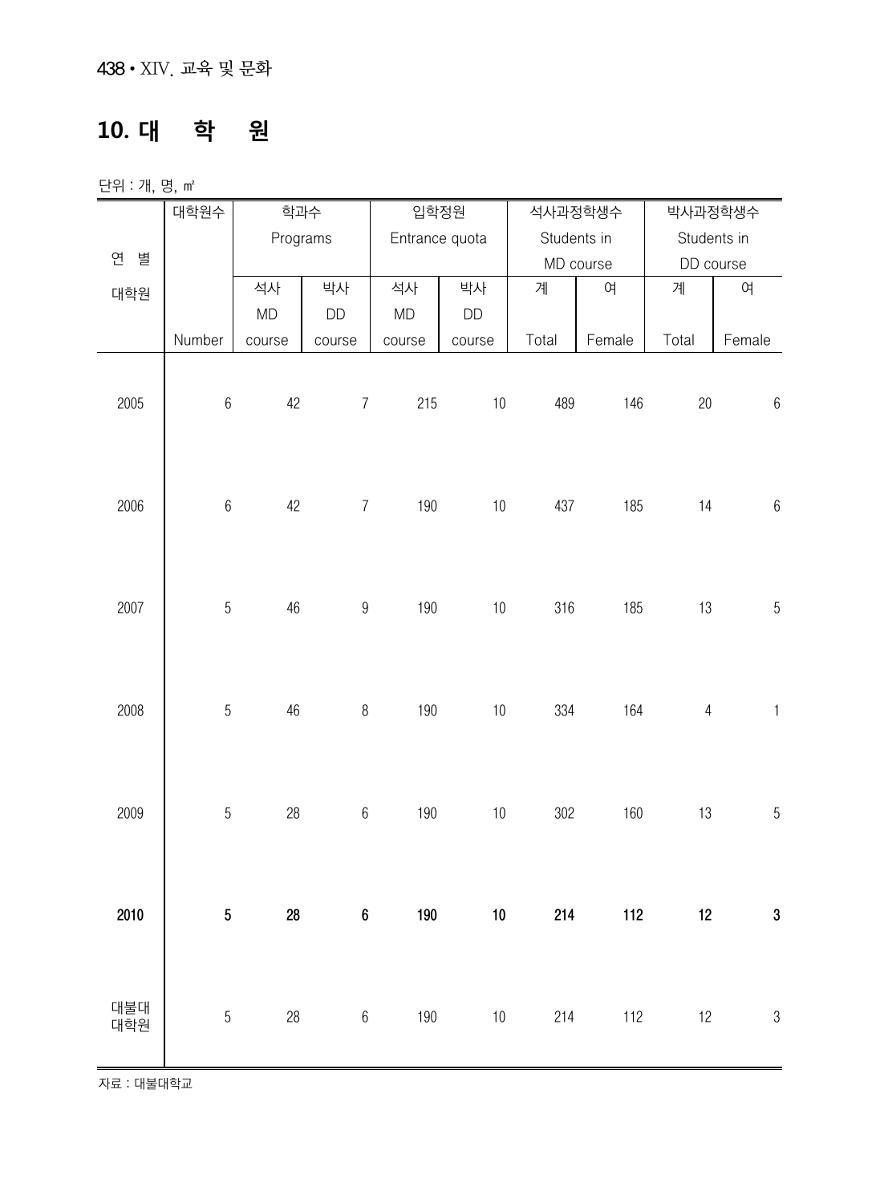## 10. 대 학 원

단위 : 개, 명, ㎡

| 연 별<br>대학원 | 대학원수<br>Number | 학과수 Programs | | 입학정원 Entrance quota | | 석사과정학생수 Students in MD course | | 박사과정학생수 Students in DD course | |
|---|---|---|---|---|---|---|---|---|---|
| | | 석사<br>MD course | 박사<br>DD course | 석사<br>MD course | 박사<br>DD course | 계<br>Total | 여<br>Female | 계<br>Total | 여<br>Female |
| 2005 | 6 | 42 | 7 | 215 | 10 | 489 | 146 | 20 | 6 |
| 2006 | 6 | 42 | 7 | 190 | 10 | 437 | 185 | 14 | 6 |
| 2007 | 5 | 46 | 9 | 190 | 10 | 316 | 185 | 13 | 5 |
| 2008 | 5 | 46 | 8 | 190 | 10 | 334 | 164 | 4 | 1 |
| 2009 | 5 | 28 | 6 | 190 | 10 | 302 | 160 | 13 | 5 |
| **2010** | **5** | **28** | **6** | **190** | **10** | **214** | **112** | **12** | **3** |
| 대불대<br>대학원 | 5 | 28 | 6 | 190 | 10 | 214 | 112 | 12 | 3 |

자료 : 대불대학교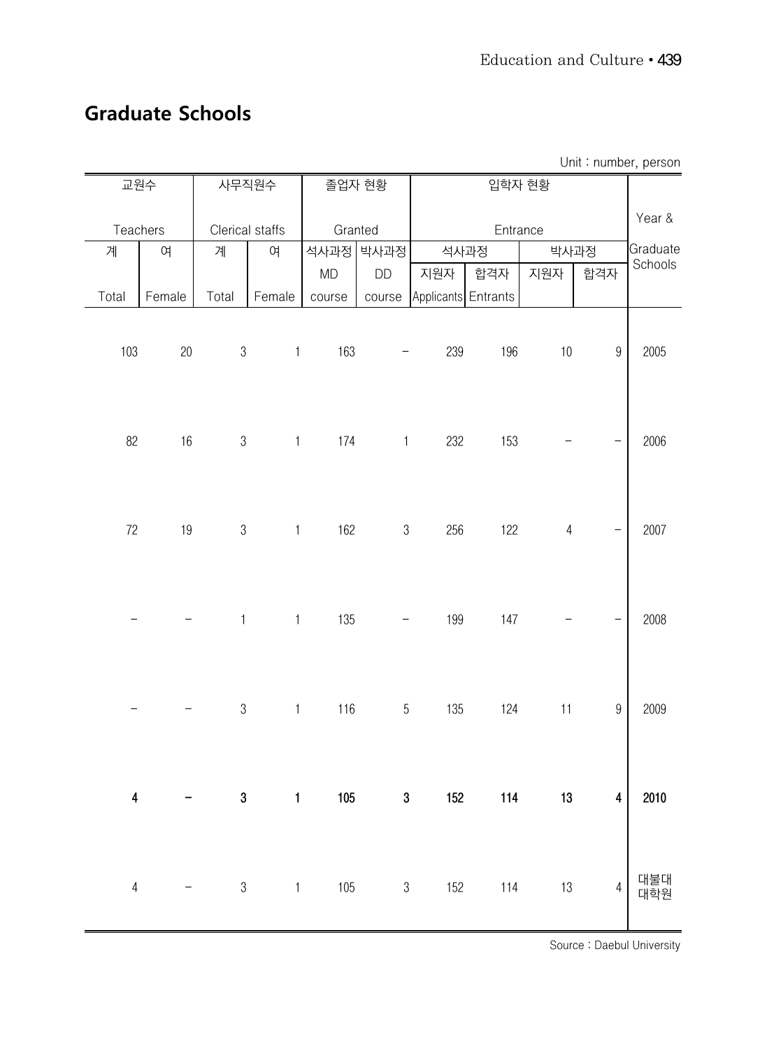## Graduate Schools

Unit : number, person

| 교원수 Teachers | | 사무직원수 Clerical staffs | | 졸업자 현황 Granted | | 입학자 현황 Entrance | | | | Year & Graduate Schools |
|---|---|---|---|---|---|---|---|---|---|---|
| 계 Total | 여 Female | 계 Total | 여 Female | 석사과정 MD course | 박사과정 DD course | 석사과정 | | 박사과정 | | |
| | | | | | | 지원자 Applicants | 합격자 Entrants | 지원자 | 합격자 | |
| 103 | 20 | 3 | 1 | 163 | – | 239 | 196 | 10 | 9 | 2005 |
| 82 | 16 | 3 | 1 | 174 | 1 | 232 | 153 | – | – | 2006 |
| 72 | 19 | 3 | 1 | 162 | 3 | 256 | 122 | 4 | – | 2007 |
| – | – | 1 | 1 | 135 | – | 199 | 147 | – | – | 2008 |
| – | – | 3 | 1 | 116 | 5 | 135 | 124 | 11 | 9 | 2009 |
| **4** | **–** | **3** | **1** | **105** | **3** | **152** | **114** | **13** | **4** | **2010** |
| 4 | – | 3 | 1 | 105 | 3 | 152 | 114 | 13 | 4 | 대불대 대학원 |

Source : Daebul University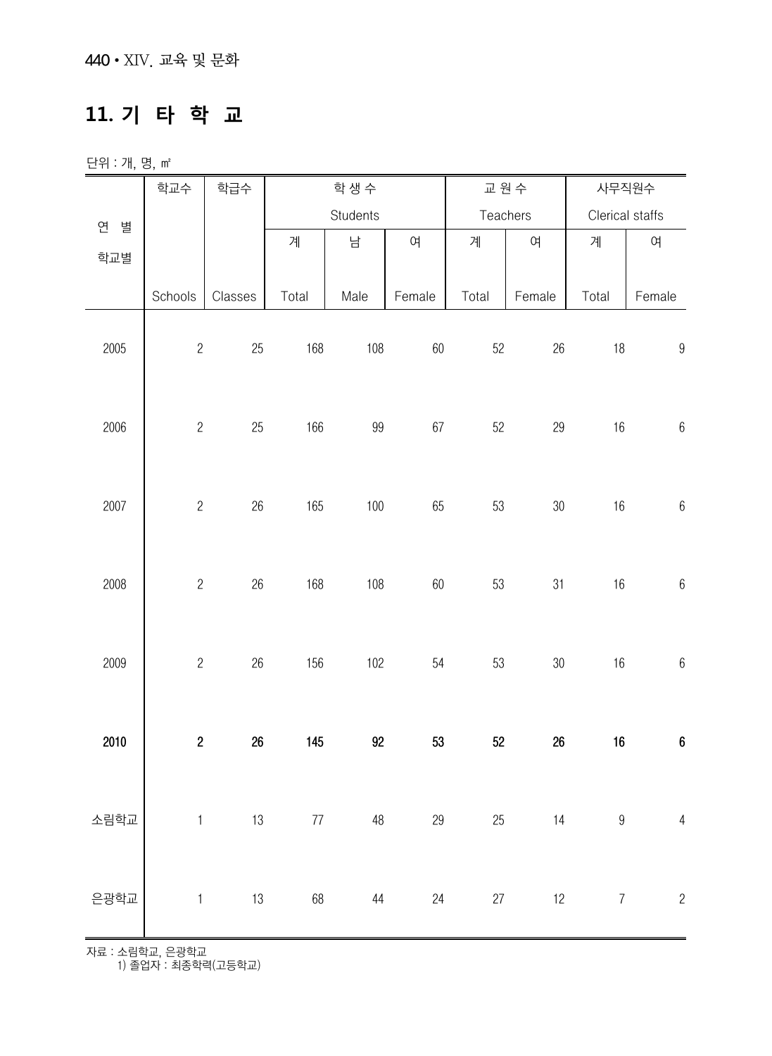## 11. 기 타 학 교

단위 : 개, 명, ㎡

| 연 별<br>학교별 | 학교수<br>Schools | 학급수<br>Classes | 학 생 수 Students | | | 교 원 수 Teachers | | 사무직원수 Clerical staffs | |
|---|---|---|---|---|---|---|---|---|---|
| | | | 계<br>Total | 남<br>Male | 여<br>Female | 계<br>Total | 여<br>Female | 계<br>Total | 여<br>Female |
| 2005 | 2 | 25 | 168 | 108 | 60 | 52 | 26 | 18 | 9 |
| 2006 | 2 | 25 | 166 | 99 | 67 | 52 | 29 | 16 | 6 |
| 2007 | 2 | 26 | 165 | 100 | 65 | 53 | 30 | 16 | 6 |
| 2008 | 2 | 26 | 168 | 108 | 60 | 53 | 31 | 16 | 6 |
| 2009 | 2 | 26 | 156 | 102 | 54 | 53 | 30 | 16 | 6 |
| **2010** | **2** | **26** | **145** | **92** | **53** | **52** | **26** | **16** | **6** |
| 소림학교 | 1 | 13 | 77 | 48 | 29 | 25 | 14 | 9 | 4 |
| 은광학교 | 1 | 13 | 68 | 44 | 24 | 27 | 12 | 7 | 2 |

자료 : 소림학교, 은광학교
1) 졸업자 : 최종학력(고등학교)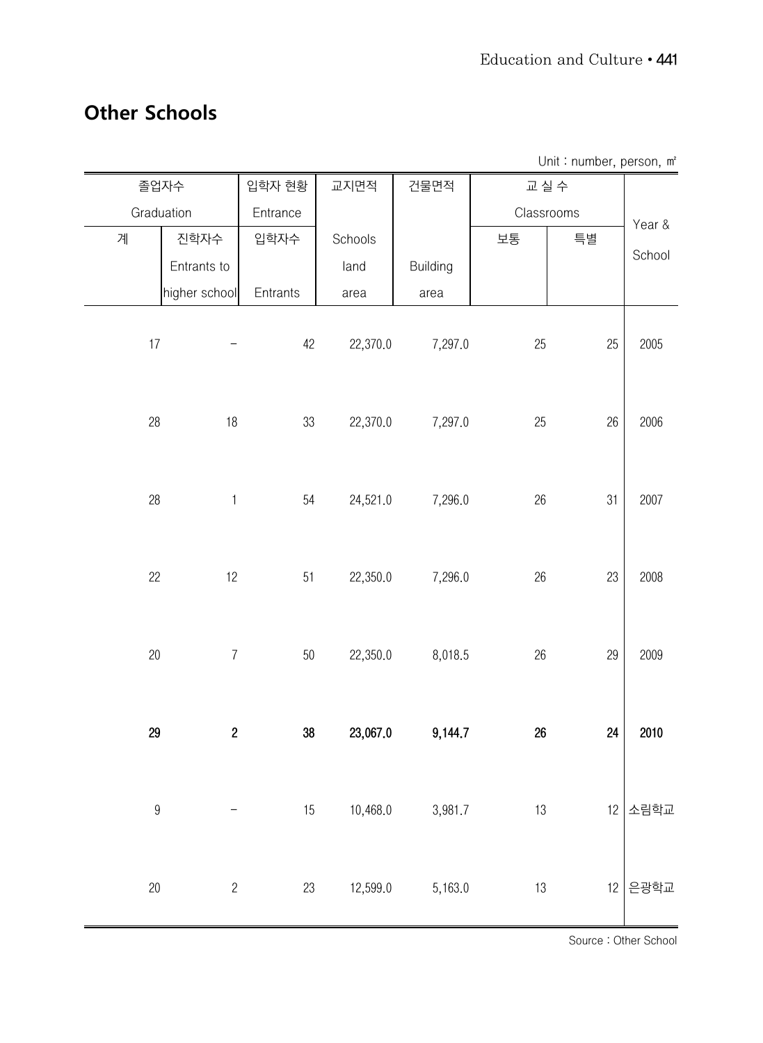## Other Schools

Unit : number, person, ㎡

| 졸업자수 Graduation | | 입학자 현황 Entrance | 교지면적 | 건물면적 | 교 실 수 Classrooms | | Year & School |
|---|---|---|---|---|---|---|---|
| 계 | 진학자수 Entrants to higher school | 입학자수 Entrants | Schools land area | Building area | 보통 | 특별 | |
| 17 | - | 42 | 22,370.0 | 7,297.0 | 25 | 25 | 2005 |
| 28 | 18 | 33 | 22,370.0 | 7,297.0 | 25 | 26 | 2006 |
| 28 | 1 | 54 | 24,521.0 | 7,296.0 | 26 | 31 | 2007 |
| 22 | 12 | 51 | 22,350.0 | 7,296.0 | 26 | 23 | 2008 |
| 20 | 7 | 50 | 22,350.0 | 8,018.5 | 26 | 29 | 2009 |
| **29** | **2** | **38** | **23,067.0** | **9,144.7** | **26** | **24** | **2010** |
| 9 | - | 15 | 10,468.0 | 3,981.7 | 13 | 12 | 소림학교 |
| 20 | 2 | 23 | 12,599.0 | 5,163.0 | 13 | 12 | 은광학교 |

Source : Other School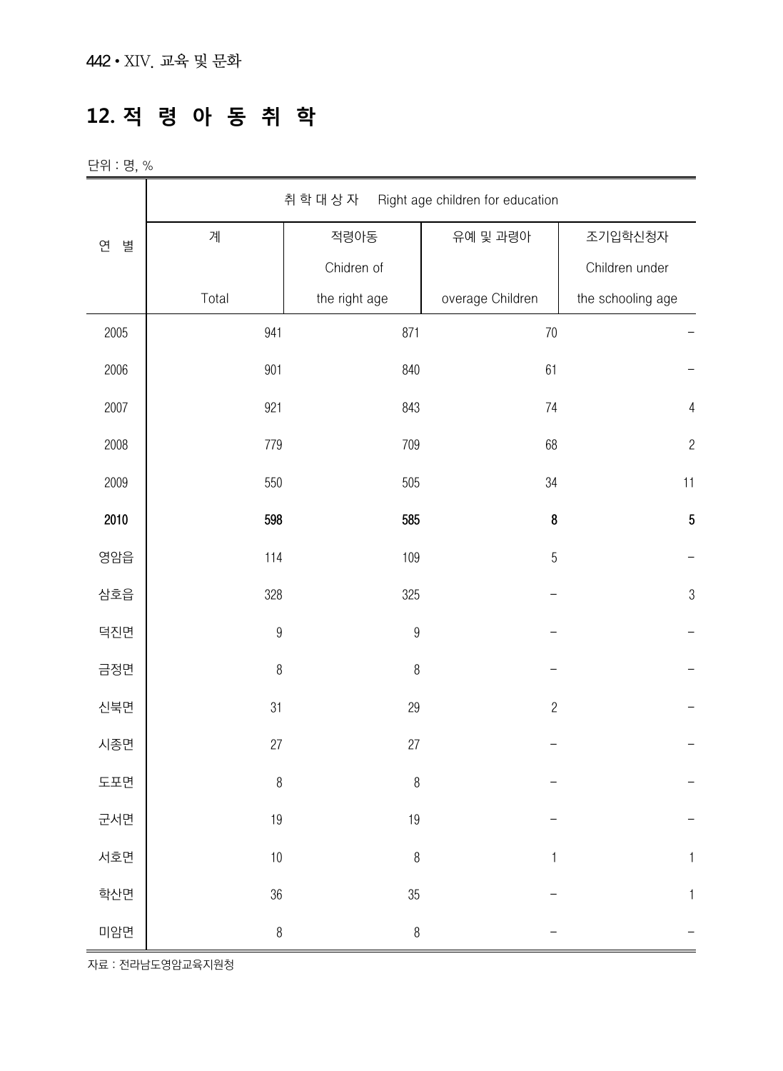## 12. 적 령 아 동 취 학

단위 : 명, %

| 연 별 | 취 학 대 상 자 Right age children for education | | | |
|---|---|---|---|---|
| | 계<br>Total | 적령아동<br>Chidren of the right age | 유예 및 과령아<br>overage Children | 조기입학신청자<br>Children under the schooling age |
| 2005 | 941 | 871 | 70 | – |
| 2006 | 901 | 840 | 61 | – |
| 2007 | 921 | 843 | 74 | 4 |
| 2008 | 779 | 709 | 68 | 2 |
| 2009 | 550 | 505 | 34 | 11 |
| **2010** | **598** | **585** | **8** | **5** |
| 영암읍 | 114 | 109 | 5 | – |
| 삼호읍 | 328 | 325 | – | 3 |
| 덕진면 | 9 | 9 | – | – |
| 금정면 | 8 | 8 | – | – |
| 신북면 | 31 | 29 | 2 | – |
| 시종면 | 27 | 27 | – | – |
| 도포면 | 8 | 8 | – | – |
| 군서면 | 19 | 19 | – | – |
| 서호면 | 10 | 8 | 1 | 1 |
| 학산면 | 36 | 35 | – | 1 |
| 미암면 | 8 | 8 | – | – |

자료 : 전라남도영암교육지원청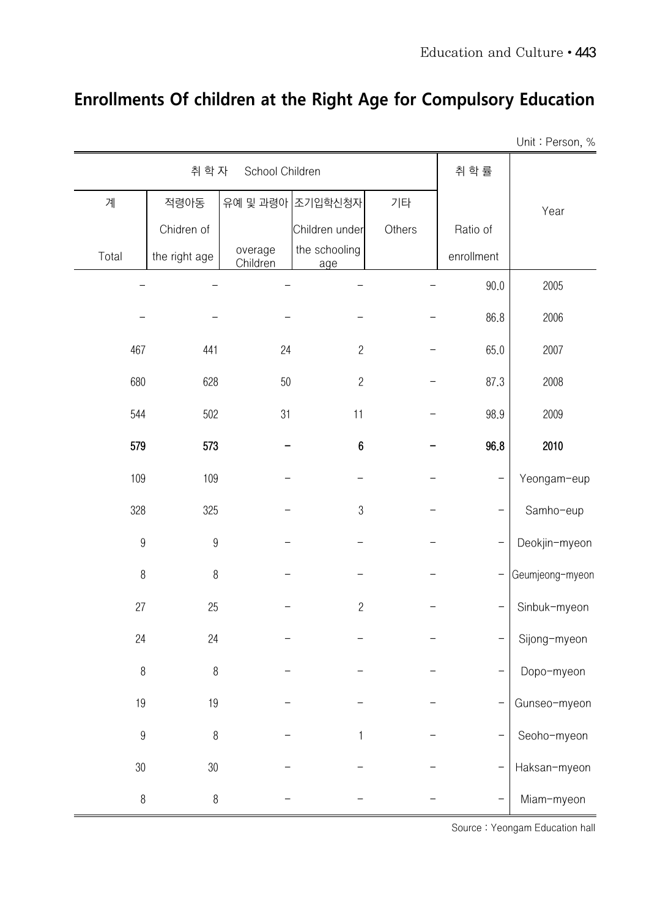## Enrollments Of children at the Right Age for Compulsory Education

Unit : Person, %

| 취 학 자 School Children | | | | | 취 학 률 | Year |
|---|---|---|---|---|---|---|
| 계 Total | 적령아동 Chidren of the right age | 유예 및 과령아 overage Children | 조기입학신청자 Children under the schooling age | 기타 Others | Ratio of enrollment | |
| – | – | – | – | – | 90.0 | 2005 |
| – | – | – | – | – | 86.8 | 2006 |
| 467 | 441 | 24 | 2 | – | 65.0 | 2007 |
| 680 | 628 | 50 | 2 | – | 87.3 | 2008 |
| 544 | 502 | 31 | 11 | – | 98.9 | 2009 |
| **579** | **573** | **–** | **6** | **–** | **96.8** | **2010** |
| 109 | 109 | – | – | – | – | Yeongam-eup |
| 328 | 325 | – | 3 | – | – | Samho-eup |
| 9 | 9 | – | – | – | – | Deokjin-myeon |
| 8 | 8 | – | – | – | – | Geumjeong-myeon |
| 27 | 25 | – | 2 | – | – | Sinbuk-myeon |
| 24 | 24 | – | – | – | – | Sijong-myeon |
| 8 | 8 | – | – | – | – | Dopo-myeon |
| 19 | 19 | – | – | – | – | Gunseo-myeon |
| 9 | 8 | – | 1 | – | – | Seoho-myeon |
| 30 | 30 | – | – | – | – | Haksan-myeon |
| 8 | 8 | – | – | – | – | Miam-myeon |

Source : Yeongam Education hall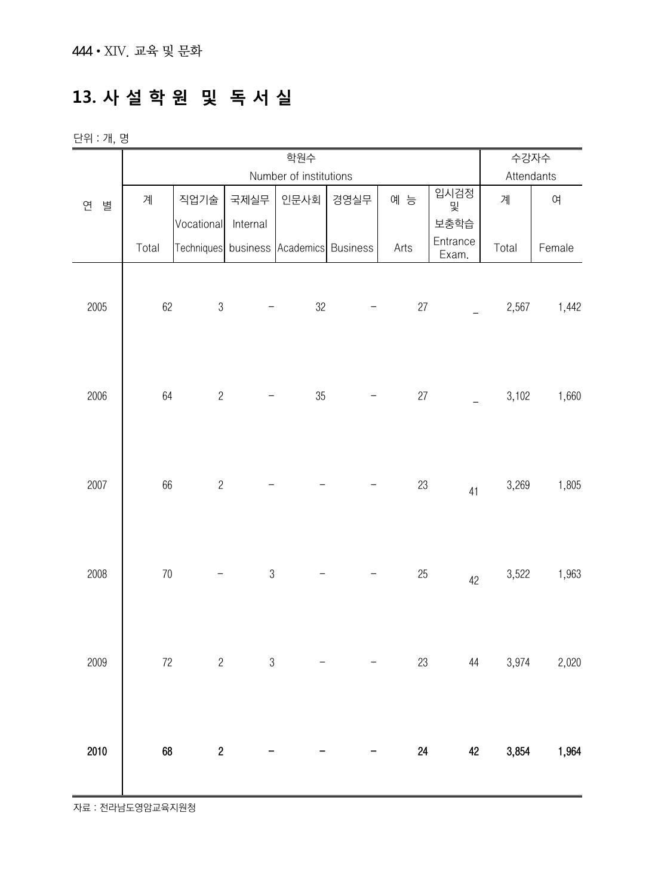# 13. 사 설 학 원 및 독 서 실

단위 : 개, 명

| 연 별 | 학원수 Number of institutions | | | | | | | 수강자수 Attendants | |
|---|---|---|---|---|---|---|---|---|---|
| | 계 Total | 직업기술 Vocational Techniques | 국제실무 Internal business | 인문사회 Academics | 경영실무 Business | 예 능 Arts | 입시검정 및 보충학습 Entrance Exam. | 계 Total | 여 Female |
| 2005 | 62 | 3 | – | 32 | – | 27 | _ | 2,567 | 1,442 |
| 2006 | 64 | 2 | – | 35 | – | 27 | _ | 3,102 | 1,660 |
| 2007 | 66 | 2 | – | – | – | 23 | 41 | 3,269 | 1,805 |
| 2008 | 70 | – | 3 | – | – | 25 | 42 | 3,522 | 1,963 |
| 2009 | 72 | 2 | 3 | – | – | 23 | 44 | 3,974 | 2,020 |
| **2010** | **68** | **2** | **–** | **–** | **–** | **24** | **42** | **3,854** | **1,964** |

자료 : 전라남도영암교육지원청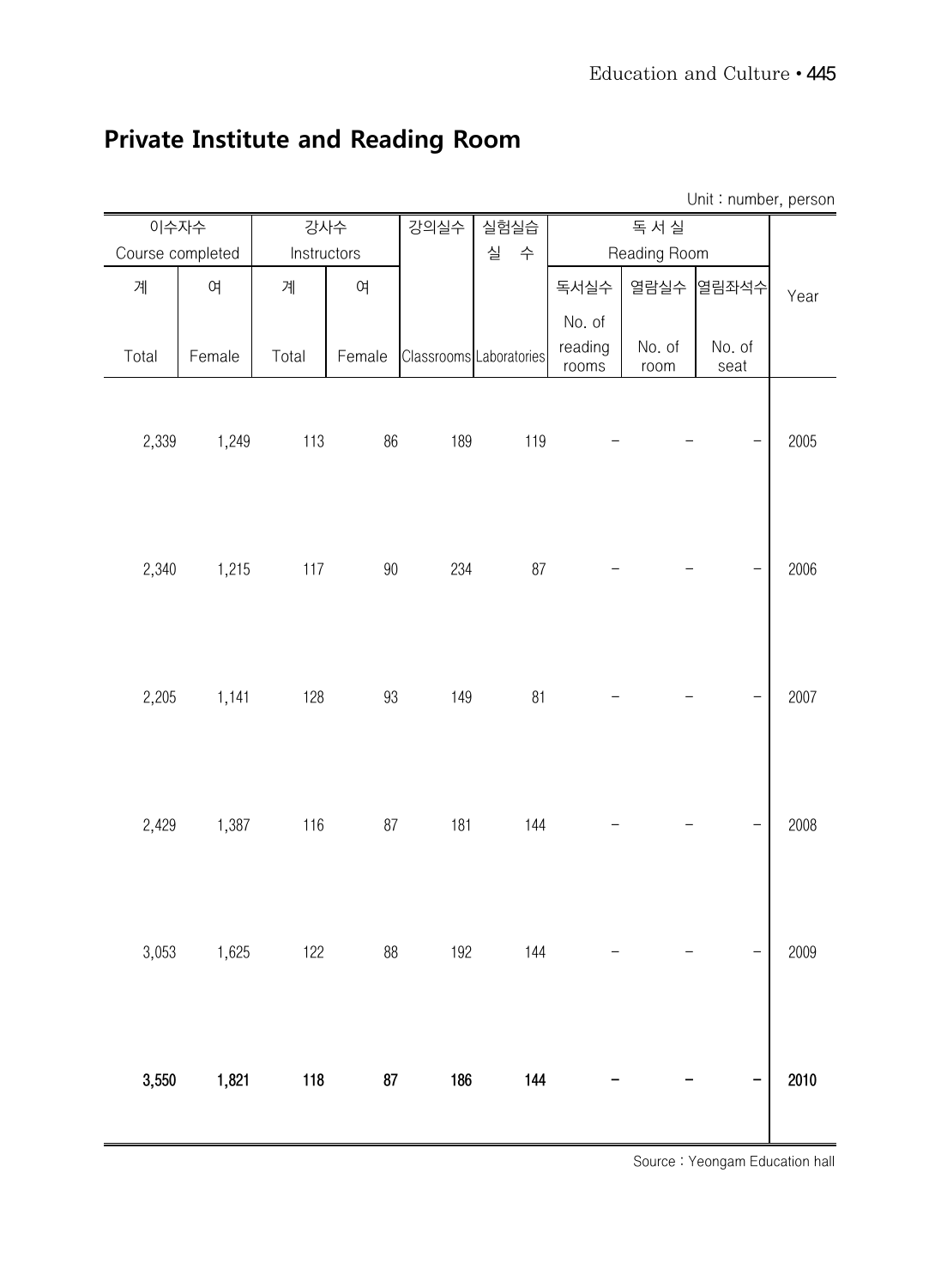## Private Institute and Reading Room

Unit : number, person

| 이수자수 Course completed | | 강사수 Instructors | | 강의실수 | 실험실습 실 수 | 독 서 실 Reading Room | | | Year |
|---|---|---|---|---|---|---|---|---|---|
| 계 Total | 여 Female | 계 Total | 여 Female | Classrooms | Laboratories | 독서실수 No. of reading rooms | 열람실수 No. of room | 열림좌석수 No. of seat | |
| 2,339 | 1,249 | 113 | 86 | 189 | 119 | - | - | - | 2005 |
| 2,340 | 1,215 | 117 | 90 | 234 | 87 | - | - | - | 2006 |
| 2,205 | 1,141 | 128 | 93 | 149 | 81 | - | - | - | 2007 |
| 2,429 | 1,387 | 116 | 87 | 181 | 144 | - | - | - | 2008 |
| 3,053 | 1,625 | 122 | 88 | 192 | 144 | - | - | - | 2009 |
| **3,550** | **1,821** | **118** | **87** | **186** | **144** | **-** | **-** | **-** | **2010** |

Source : Yeongam Education hall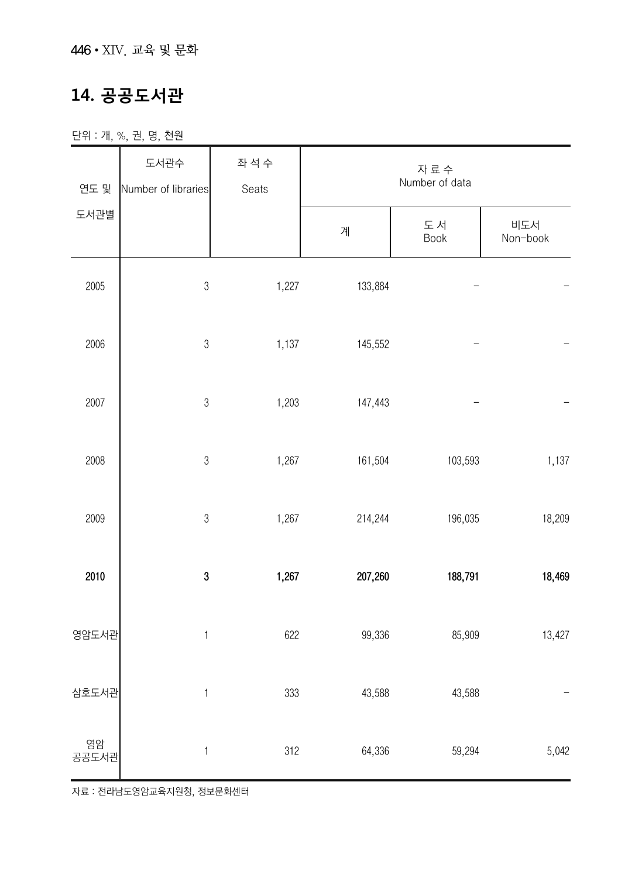## 14. 공공도서관

단위 : 개, %, 권, 명, 천원

| 연도 및 도서관별 | 도서관수 Number of libraries | 좌 석 수 Seats | 자 료 수 Number of data | | |
|---|---|---|---|---|---|
| | | | 계 | 도 서 Book | 비도서 Non-book |
| 2005 | 3 | 1,227 | 133,884 | - | - |
| 2006 | 3 | 1,137 | 145,552 | - | - |
| 2007 | 3 | 1,203 | 147,443 | - | - |
| 2008 | 3 | 1,267 | 161,504 | 103,593 | 1,137 |
| 2009 | 3 | 1,267 | 214,244 | 196,035 | 18,209 |
| **2010** | **3** | **1,267** | **207,260** | **188,791** | **18,469** |
| 영암도서관 | 1 | 622 | 99,336 | 85,909 | 13,427 |
| 삼호도서관 | 1 | 333 | 43,588 | 43,588 | - |
| 영암 공공도서관 | 1 | 312 | 64,336 | 59,294 | 5,042 |

자료 : 전라남도영암교육지원청, 정보문화센터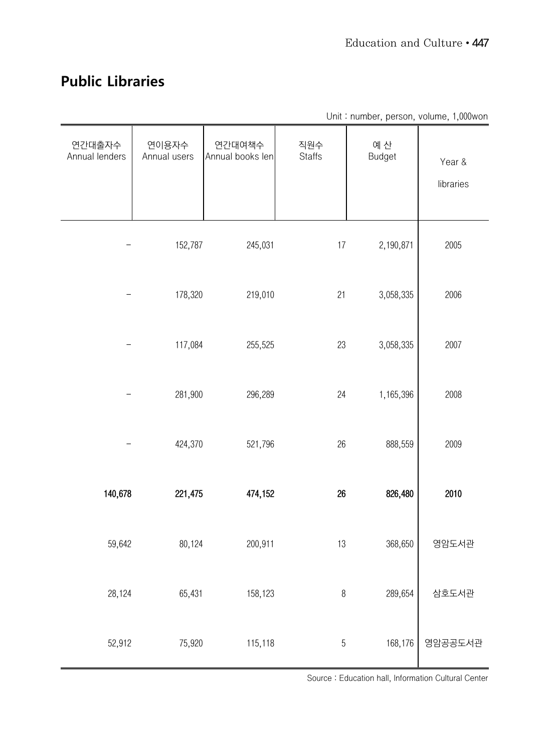## Public Libraries

Unit : number, person, volume, 1,000won

| 연간대출자수<br>Annual lenders | 연이용자수<br>Annual users | 연간대여책수<br>Annual books len | 직원수<br>Staffs | 예 산<br>Budget | Year &<br>libraries |
|---|---|---|---|---|---|
| - | 152,787 | 245,031 | 17 | 2,190,871 | 2005 |
| - | 178,320 | 219,010 | 21 | 3,058,335 | 2006 |
| - | 117,084 | 255,525 | 23 | 3,058,335 | 2007 |
| - | 281,900 | 296,289 | 24 | 1,165,396 | 2008 |
| - | 424,370 | 521,796 | 26 | 888,559 | 2009 |
| **140,678** | **221,475** | **474,152** | **26** | **826,480** | **2010** |
| 59,642 | 80,124 | 200,911 | 13 | 368,650 | 영암도서관 |
| 28,124 | 65,431 | 158,123 | 8 | 289,654 | 삼호도서관 |
| 52,912 | 75,920 | 115,118 | 5 | 168,176 | 영암공공도서관 |

Source : Education hall, Information Cultural Center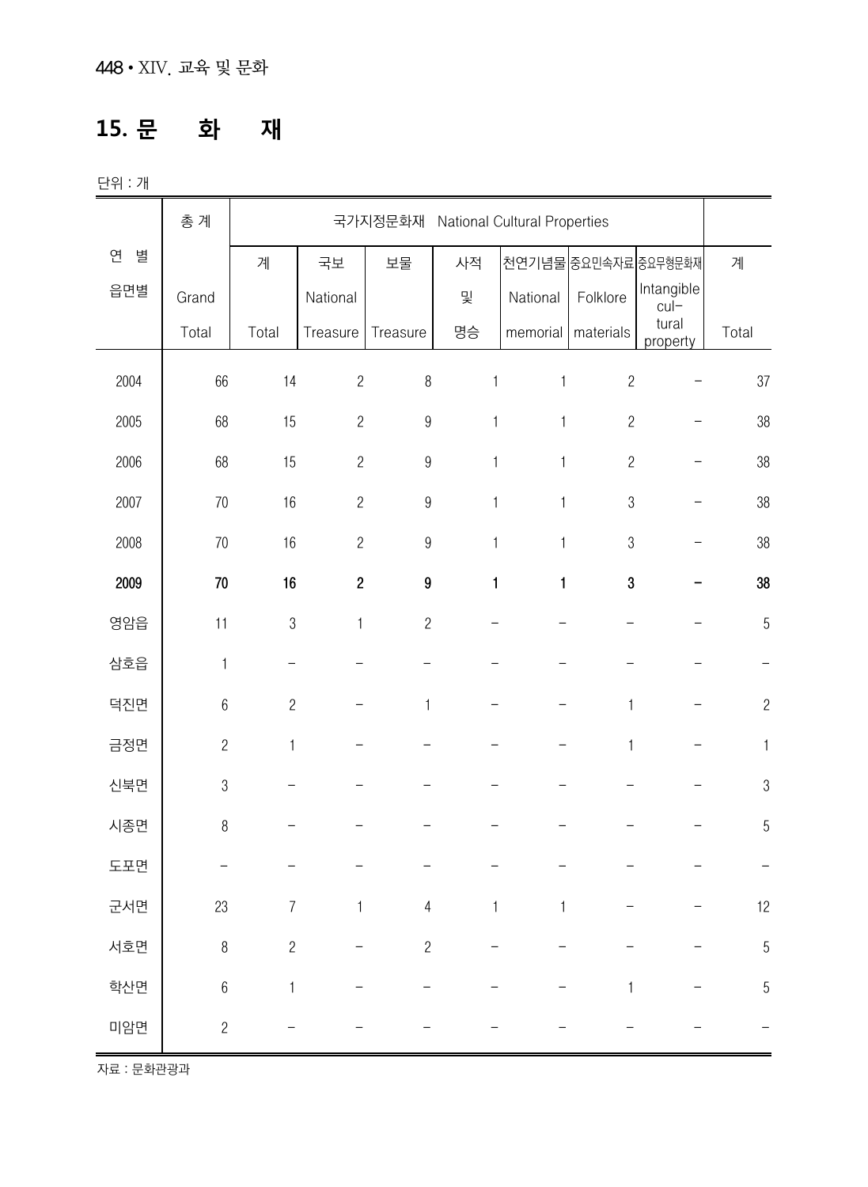## 15. 문 화 재

단위 : 개

| 연 별<br>읍면별 | 총 계<br>Grand Total | 국가지정문화재 National Cultural Properties | | | | | | | |
|---|---|---|---|---|---|---|---|---|---|
| | | 계<br>Total | 국보<br>National Treasure | 보물<br>Treasure | 사적 및 명승 | 천연기념물<br>National memorial | 중요민속자료<br>Folklore materials | 중요무형문화재<br>Intangible cultural property | 계<br>Total |
| 2004 | 66 | 14 | 2 | 8 | 1 | 1 | 2 | – | 37 |
| 2005 | 68 | 15 | 2 | 9 | 1 | 1 | 2 | – | 38 |
| 2006 | 68 | 15 | 2 | 9 | 1 | 1 | 2 | – | 38 |
| 2007 | 70 | 16 | 2 | 9 | 1 | 1 | 3 | – | 38 |
| 2008 | 70 | 16 | 2 | 9 | 1 | 1 | 3 | – | 38 |
| **2009** | **70** | **16** | **2** | **9** | **1** | **1** | **3** | **–** | **38** |
| 영암읍 | 11 | 3 | 1 | 2 | – | – | – | – | 5 |
| 삼호읍 | 1 | – | – | – | – | – | – | – | – |
| 덕진면 | 6 | 2 | – | 1 | – | – | 1 | – | 2 |
| 금정면 | 2 | 1 | – | – | – | – | 1 | – | 1 |
| 신북면 | 3 | – | – | – | – | – | – | – | 3 |
| 시종면 | 8 | – | – | – | – | – | – | – | 5 |
| 도포면 | – | – | – | – | – | – | – | – | – |
| 군서면 | 23 | 7 | 1 | 4 | 1 | 1 | – | – | 12 |
| 서호면 | 8 | 2 | – | 2 | – | – | – | – | 5 |
| 학산면 | 6 | 1 | – | – | – | – | 1 | – | 5 |
| 미암면 | 2 | – | – | – | – | – | – | – | – |

자료 : 문화관광과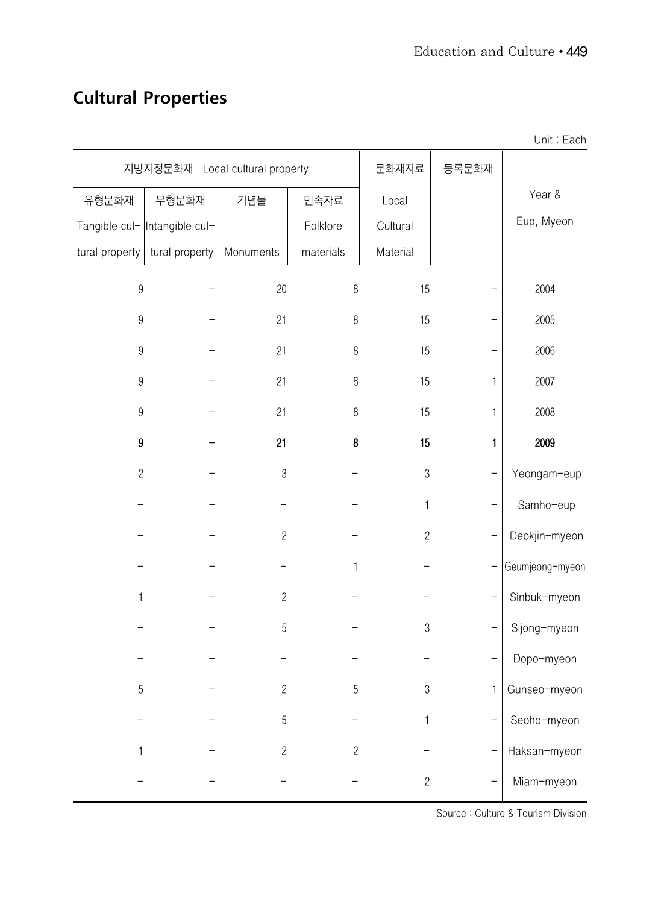## Cultural Properties

Unit : Each

| 지방지정문화재 Local cultural property | | | | 문화재자료 | 등록문화재 | |
|---|---|---|---|---|---|---|
| 유형문화재 Tangible cultural property | 무형문화재 Intangible cultural property | 기념물 Monuments | 민속자료 Folklore materials | Local Cultural Material | | Year & Eup, Myeon |
| 9 | - | 20 | 8 | 15 | - | 2004 |
| 9 | - | 21 | 8 | 15 | - | 2005 |
| 9 | - | 21 | 8 | 15 | - | 2006 |
| 9 | - | 21 | 8 | 15 | 1 | 2007 |
| 9 | - | 21 | 8 | 15 | 1 | 2008 |
| **9** | **-** | **21** | **8** | **15** | **1** | **2009** |
| 2 | - | 3 | - | 3 | - | Yeongam-eup |
| - | - | - | - | 1 | - | Samho-eup |
| - | - | 2 | - | 2 | - | Deokjin-myeon |
| - | - | - | 1 | - | - | Geumjeong-myeon |
| 1 | - | 2 | - | - | - | Sinbuk-myeon |
| - | - | 5 | - | 3 | - | Sijong-myeon |
| - | - | - | - | - | - | Dopo-myeon |
| 5 | - | 2 | 5 | 3 | 1 | Gunseo-myeon |
| - | - | 5 | - | 1 | - | Seoho-myeon |
| 1 | - | 2 | 2 | - | - | Haksan-myeon |
| - | - | - | - | 2 | - | Miam-myeon |

Source : Culture & Tourism Division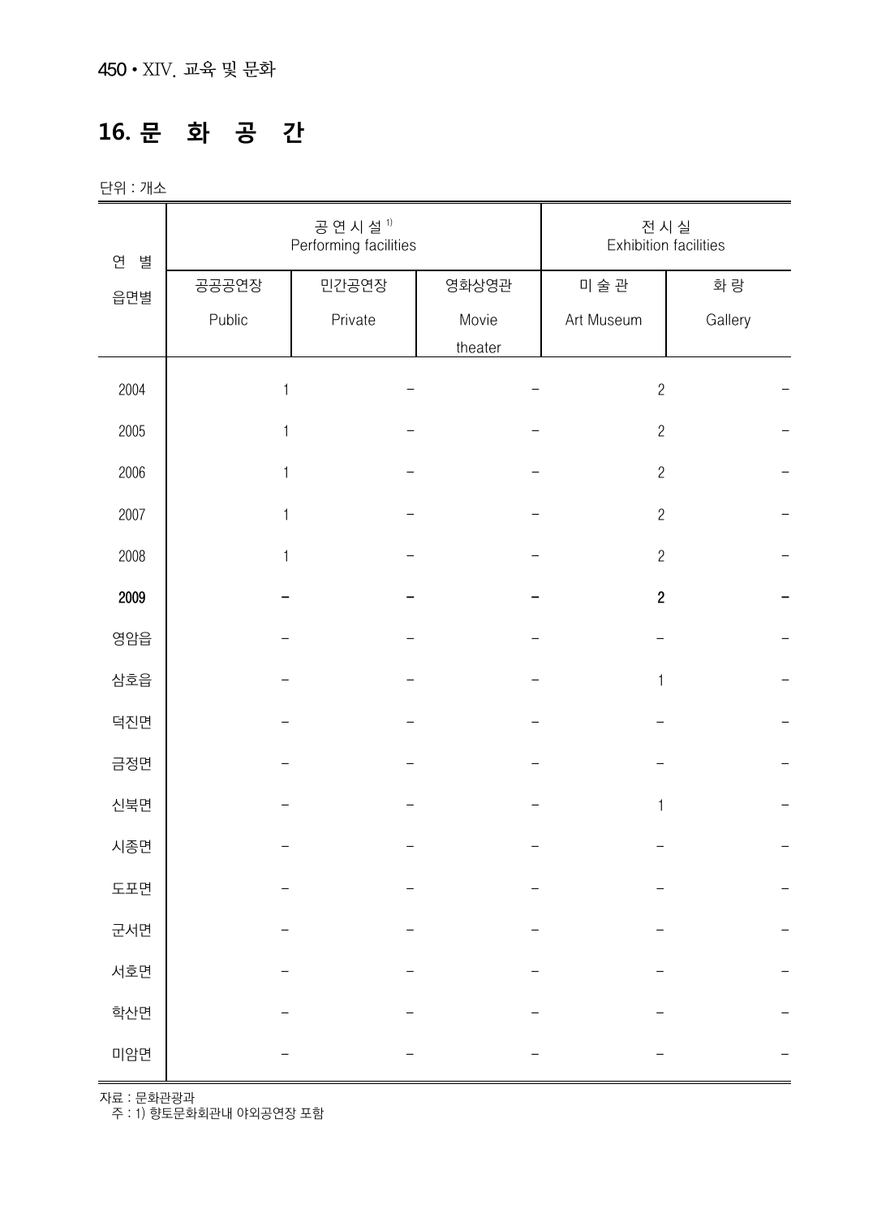## 16. 문 화 공 간

단위 : 개소

| 연 별 읍면별 | 공연시설[1] Performing facilities | | | 전시실 Exhibition facilities | |
|---|---|---|---|---|---|
| | 공공공연장 Public | 민간공연장 Private | 영화상영관 Movie theater | 미술관 Art Museum | 화랑 Gallery |
| 2004 | 1 | – | – | 2 | – |
| 2005 | 1 | – | – | 2 | – |
| 2006 | 1 | – | – | 2 | – |
| 2007 | 1 | – | – | 2 | – |
| 2008 | 1 | – | – | 2 | – |
| **2009** | **–** | **–** | **–** | **2** | **–** |
| 영암읍 | – | – | – | – | – |
| 삼호읍 | – | – | – | 1 | – |
| 덕진면 | – | – | – | – | – |
| 금정면 | – | – | – | – | – |
| 신북면 | – | – | – | 1 | – |
| 시종면 | – | – | – | – | – |
| 도포면 | – | – | – | – | – |
| 군서면 | – | – | – | – | – |
| 서호면 | – | – | – | – | – |
| 학산면 | – | – | – | – | – |
| 미암면 | – | – | – | – | – |

자료 : 문화관광과
주 : 1) 향토문화회관내 야외공연장 포함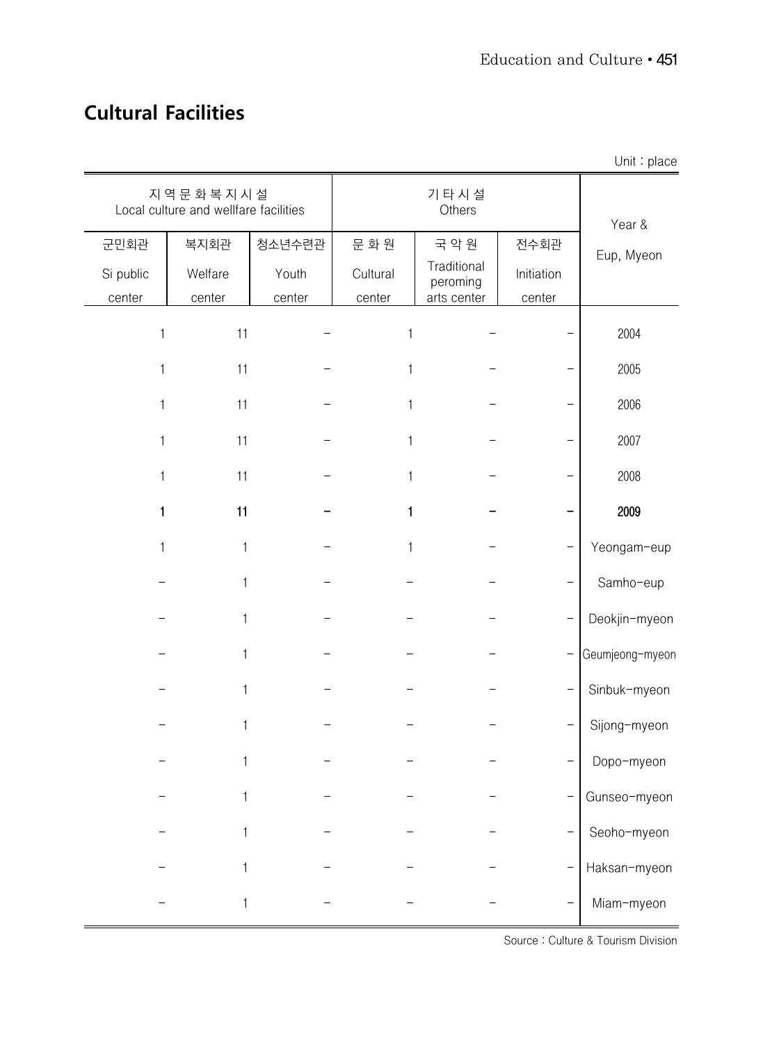## Cultural Facilities

Unit : place

| 지 역 문 화 복 지 시 설 Local culture and wellfare facilities | | | 기 타 시 설 Others | | | Year & Eup, Myeon |
|---|---|---|---|---|---|---|
| 군민회관 Si public center | 복지회관 Welfare center | 청소년수련관 Youth center | 문 화 원 Cultural center | 국 악 원 Traditional peroming arts center | 전수회관 Initiation center | |
| 1 | 11 | – | 1 | – | – | 2004 |
| 1 | 11 | – | 1 | – | – | 2005 |
| 1 | 11 | – | 1 | – | – | 2006 |
| 1 | 11 | – | 1 | – | – | 2007 |
| 1 | 11 | – | 1 | – | – | 2008 |
| **1** | **11** | **–** | **1** | **–** | **–** | **2009** |
| 1 | 1 | – | 1 | – | – | Yeongam-eup |
| – | 1 | – | – | – | – | Samho-eup |
| – | 1 | – | – | – | – | Deokjin-myeon |
| – | 1 | – | – | – | – | Geumjeong-myeon |
| – | 1 | – | – | – | – | Sinbuk-myeon |
| – | 1 | – | – | – | – | Sijong-myeon |
| – | 1 | – | – | – | – | Dopo-myeon |
| – | 1 | – | – | – | – | Gunseo-myeon |
| – | 1 | – | – | – | – | Seoho-myeon |
| – | 1 | – | – | – | – | Haksan-myeon |
| – | 1 | – | – | – | – | Miam-myeon |

Source : Culture & Tourism Division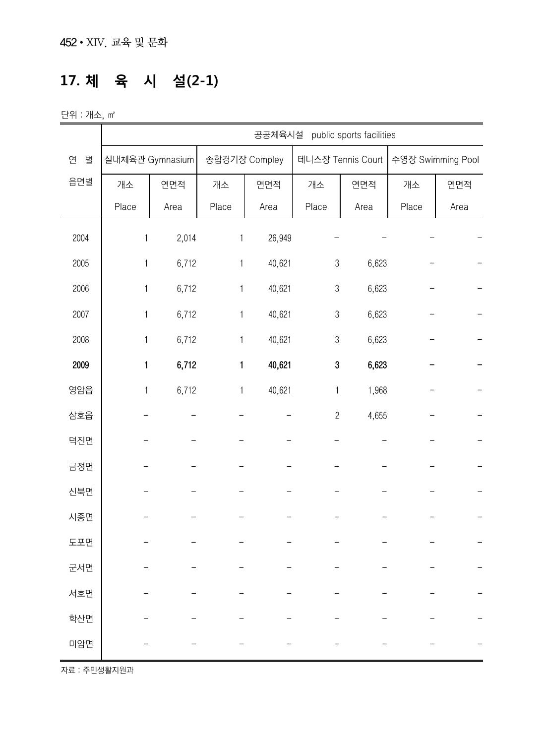## 17. 체 육 시 설(2-1)

단위 : 개소, ㎡

| 연 별<br>읍면별 | 공공체육시설 public sports facilities | | | | | | | |
|---|---|---|---|---|---|---|---|---|
| | 실내체육관 Gymnasium | | 종합경기장 Compley | | 테니스장 Tennis Court | | 수영장 Swimming Pool | |
| | 개소<br>Place | 연면적<br>Area | 개소<br>Place | 연면적<br>Area | 개소<br>Place | 연면적<br>Area | 개소<br>Place | 연면적<br>Area |
| 2004 | 1 | 2,014 | 1 | 26,949 | – | – | – | – |
| 2005 | 1 | 6,712 | 1 | 40,621 | 3 | 6,623 | – | – |
| 2006 | 1 | 6,712 | 1 | 40,621 | 3 | 6,623 | – | – |
| 2007 | 1 | 6,712 | 1 | 40,621 | 3 | 6,623 | – | – |
| 2008 | 1 | 6,712 | 1 | 40,621 | 3 | 6,623 | – | – |
| **2009** | **1** | **6,712** | **1** | **40,621** | **3** | **6,623** | **–** | **–** |
| 영암읍 | 1 | 6,712 | 1 | 40,621 | 1 | 1,968 | – | – |
| 삼호읍 | – | – | – | – | 2 | 4,655 | – | – |
| 덕진면 | – | – | – | – | – | – | – | – |
| 금정면 | – | – | – | – | – | – | – | – |
| 신북면 | – | – | – | – | – | – | – | – |
| 시종면 | – | – | – | – | – | – | – | – |
| 도포면 | – | – | – | – | – | – | – | – |
| 군서면 | – | – | – | – | – | – | – | – |
| 서호면 | – | – | – | – | – | – | – | – |
| 학산면 | – | – | – | – | – | – | – | – |
| 미암면 | – | – | – | – | – | – | – | – |

자료 : 주민생활지원과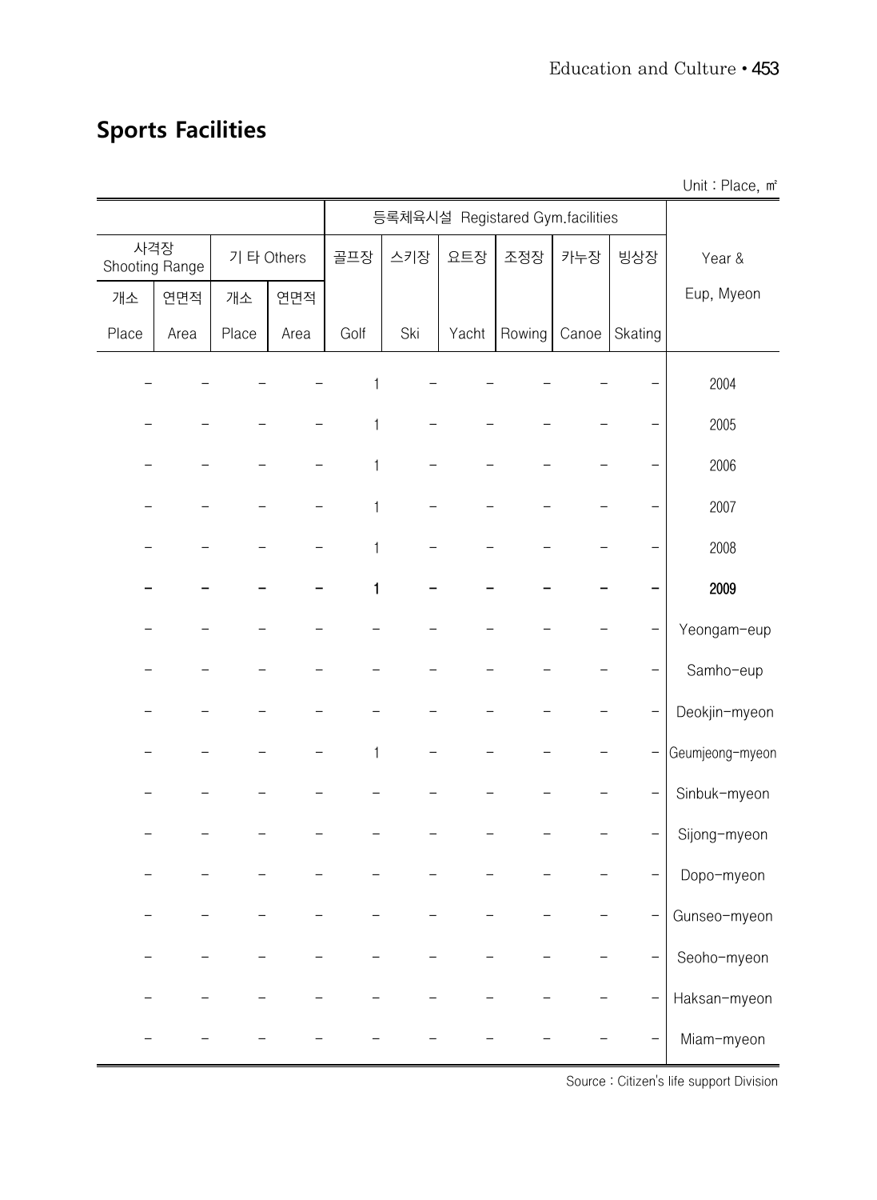## Sports Facilities

Unit : Place, ㎡

| | | | | 등록체육시설 Registared Gym.facilities | | | | | | |
|---|---|---|---|---|---|---|---|---|---|---|
| 사격장 Shooting Range | | 기 타 Others | | 골프장 | 스키장 | 요트장 | 조정장 | 카누장 | 빙상장 | Year & |
| 개소 | 연면적 | 개소 | 연면적 | | | | | | | Eup, Myeon |
| Place | Area | Place | Area | Golf | Ski | Yacht | Rowing | Canoe | Skating | |
| − | − | − | − | 1 | − | − | − | − | − | 2004 |
| − | − | − | − | 1 | − | − | − | − | − | 2005 |
| − | − | − | − | 1 | − | − | − | − | − | 2006 |
| − | − | − | − | 1 | − | − | − | − | − | 2007 |
| − | − | − | − | 1 | − | − | − | − | − | 2008 |
| **−** | **−** | **−** | **−** | **1** | **−** | **−** | **−** | **−** | **−** | **2009** |
| − | − | − | − | − | − | − | − | − | − | Yeongam-eup |
| − | − | − | − | − | − | − | − | − | − | Samho-eup |
| − | − | − | − | − | − | − | − | − | − | Deokjin-myeon |
| − | − | − | − | 1 | − | − | − | − | − | Geumjeong-myeon |
| − | − | − | − | − | − | − | − | − | − | Sinbuk-myeon |
| − | − | − | − | − | − | − | − | − | − | Sijong-myeon |
| − | − | − | − | − | − | − | − | − | − | Dopo-myeon |
| − | − | − | − | − | − | − | − | − | − | Gunseo-myeon |
| − | − | − | − | − | − | − | − | − | − | Seoho-myeon |
| − | − | − | − | − | − | − | − | − | − | Haksan-myeon |
| − | − | − | − | − | − | − | − | − | − | Miam-myeon |

Source : Citizen's life support Division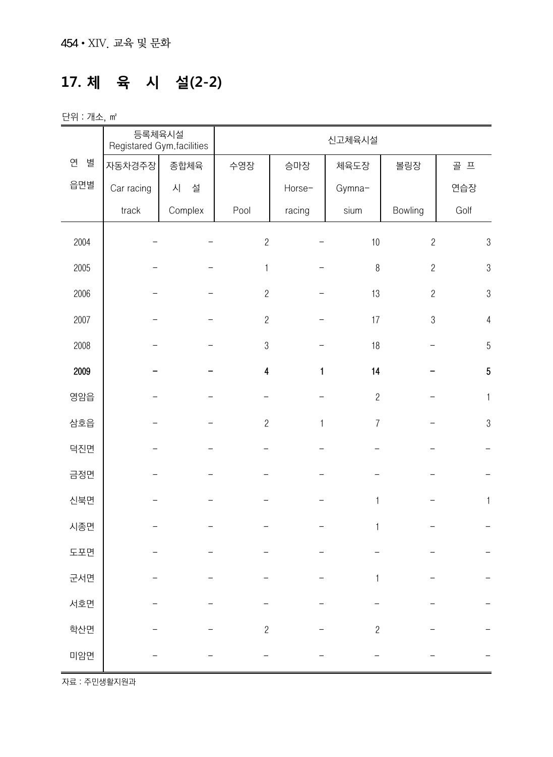## 17. 체 육 시 설(2-2)

단위 : 개소, ㎡

| 연 별 읍면별 | 등록체육시설 Registared Gym.facilities | | 신고체육시설 | | | | |
|---|---|---|---|---|---|---|---|
| | 자동차경주장 Car racing track | 종합체육 시 설 Complex | 수영장 Pool | 승마장 Horse-racing | 체육도장 Gymna-sium | 볼링장 Bowling | 골 프 연습장 Golf |
| 2004 | - | - | 2 | - | 10 | 2 | 3 |
| 2005 | - | - | 1 | - | 8 | 2 | 3 |
| 2006 | - | - | 2 | - | 13 | 2 | 3 |
| 2007 | - | - | 2 | - | 17 | 3 | 4 |
| 2008 | - | - | 3 | - | 18 | - | 5 |
| **2009** | **-** | **-** | **4** | **1** | **14** | **-** | **5** |
| 영암읍 | - | - | - | - | 2 | - | 1 |
| 삼호읍 | - | - | 2 | 1 | 7 | - | 3 |
| 덕진면 | - | - | - | - | - | - | - |
| 금정면 | - | - | - | - | - | - | - |
| 신북면 | - | - | - | - | 1 | - | 1 |
| 시종면 | - | - | - | - | 1 | - | - |
| 도포면 | - | - | - | - | - | - | - |
| 군서면 | - | - | - | - | 1 | - | - |
| 서호면 | - | - | - | - | - | - | - |
| 학산면 | - | - | 2 | - | 2 | - | - |
| 미암면 | - | - | - | - | - | - | - |

자료 : 주민생활지원과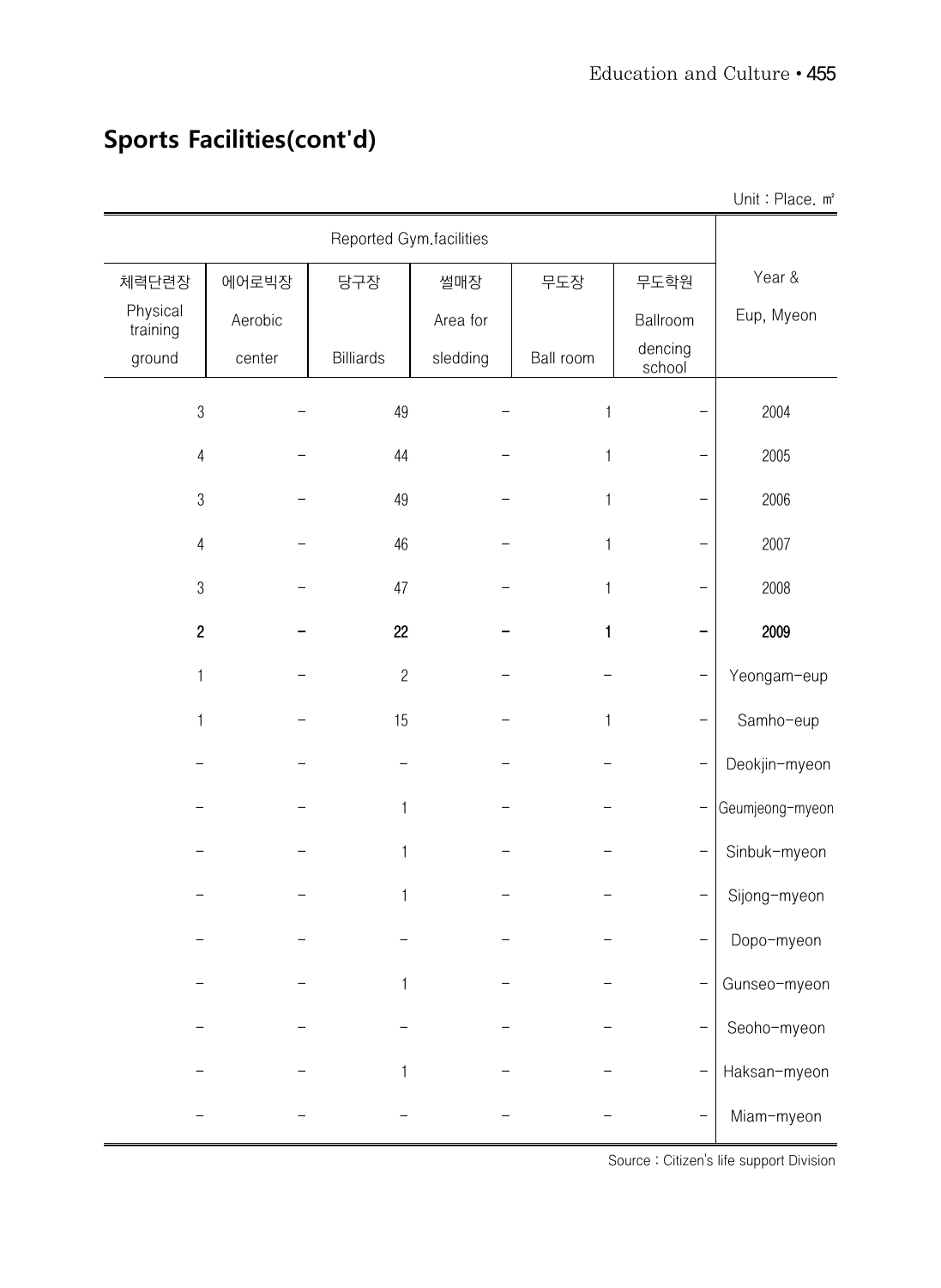## Sports Facilities(cont'd)

Unit : Place. ㎡

| Reported Gym.facilities | | | | | | Year & Eup, Myeon |
|---|---|---|---|---|---|---|
| 체력단련장 Physical training ground | 에어로빅장 Aerobic center | 당구장 Billiards | 썰매장 Area for sledding | 무도장 Ball room | 무도학원 Ballroom dencing school | |
| 3 | – | 49 | – | 1 | – | 2004 |
| 4 | – | 44 | – | 1 | – | 2005 |
| 3 | – | 49 | – | 1 | – | 2006 |
| 4 | – | 46 | – | 1 | – | 2007 |
| 3 | – | 47 | – | 1 | – | 2008 |
| **2** | **–** | **22** | **–** | **1** | **–** | **2009** |
| 1 | – | 2 | – | – | – | Yeongam-eup |
| 1 | – | 15 | – | 1 | – | Samho-eup |
| – | – | – | – | – | – | Deokjin-myeon |
| – | – | 1 | – | – | – | Geumjeong-myeon |
| – | – | 1 | – | – | – | Sinbuk-myeon |
| – | – | 1 | – | – | – | Sijong-myeon |
| – | – | – | – | – | – | Dopo-myeon |
| – | – | 1 | – | – | – | Gunseo-myeon |
| – | – | – | – | – | – | Seoho-myeon |
| – | – | 1 | – | – | – | Haksan-myeon |
| – | – | – | – | – | – | Miam-myeon |

Source : Citizen's life support Division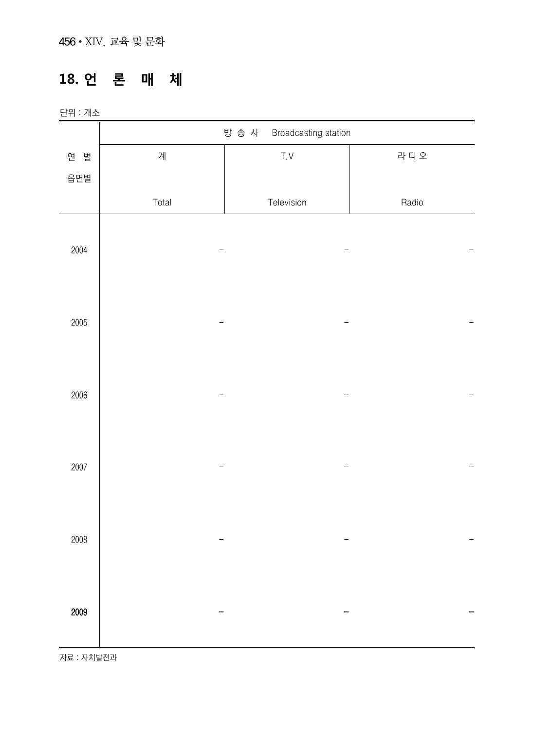## 18. 언　론　매　체

단위 : 개소

| 연 별<br>읍면별 | 방 송 사　Broadcasting station | | |
|---|---|---|---|
| | 계<br>Total | T.V<br>Television | 라 디 오<br>Radio |
| 2004 | - | - | - |
| 2005 | - | - | - |
| 2006 | - | - | - |
| 2007 | - | - | - |
| 2008 | - | - | - |
| **2009** | **-** | **-** | **-** |

자료 : 자치발전과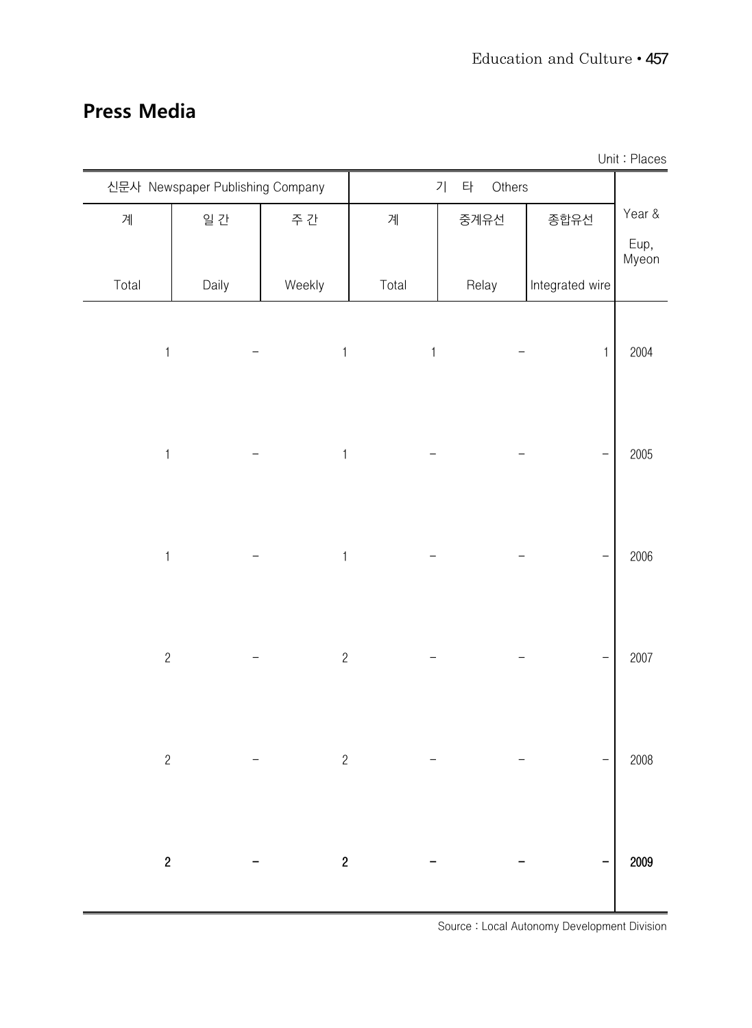## Press Media

Unit : Places

| 신문사 Newspaper Publishing Company | | | 기 타 Others | | | Year & Eup, Myeon |
|---|---|---|---|---|---|---|
| 계 Total | 일 간 Daily | 주 간 Weekly | 계 Total | 중계유선 Relay | 종합유선 Integrated wire | |
| 1 | - | 1 | 1 | - | 1 | 2004 |
| 1 | - | 1 | - | - | - | 2005 |
| 1 | - | 1 | - | - | - | 2006 |
| 2 | - | 2 | - | - | - | 2007 |
| 2 | - | 2 | - | - | - | 2008 |
| **2** | **-** | **2** | **-** | **-** | **-** | **2009** |

Source : Local Autonomy Development Division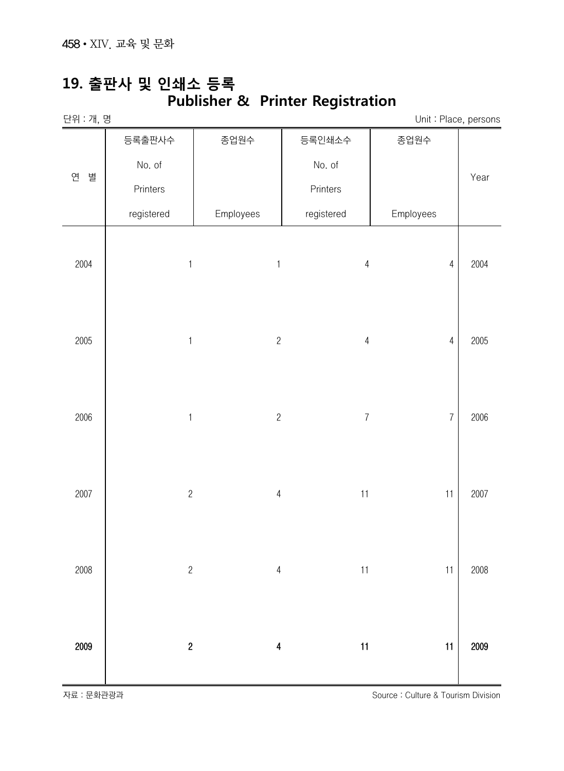## 19. 출판사 및 인쇄소 등록
## Publisher & Printer Registration

단위 : 개, 명 Unit : Place, persons

| 연 별 | 등록출판사수 No. of Printers registered | 종업원수 Employees | 등록인쇄소수 No. of Printers registered | 종업원수 Employees | Year |
|---|---|---|---|---|---|
| 2004 | 1 | 1 | 4 | 4 | 2004 |
| 2005 | 1 | 2 | 4 | 4 | 2005 |
| 2006 | 1 | 2 | 7 | 7 | 2006 |
| 2007 | 2 | 4 | 11 | 11 | 2007 |
| 2008 | 2 | 4 | 11 | 11 | 2008 |
| **2009** | **2** | **4** | **11** | **11** | **2009** |

자료 : 문화관광과 Source : Culture & Tourism Division